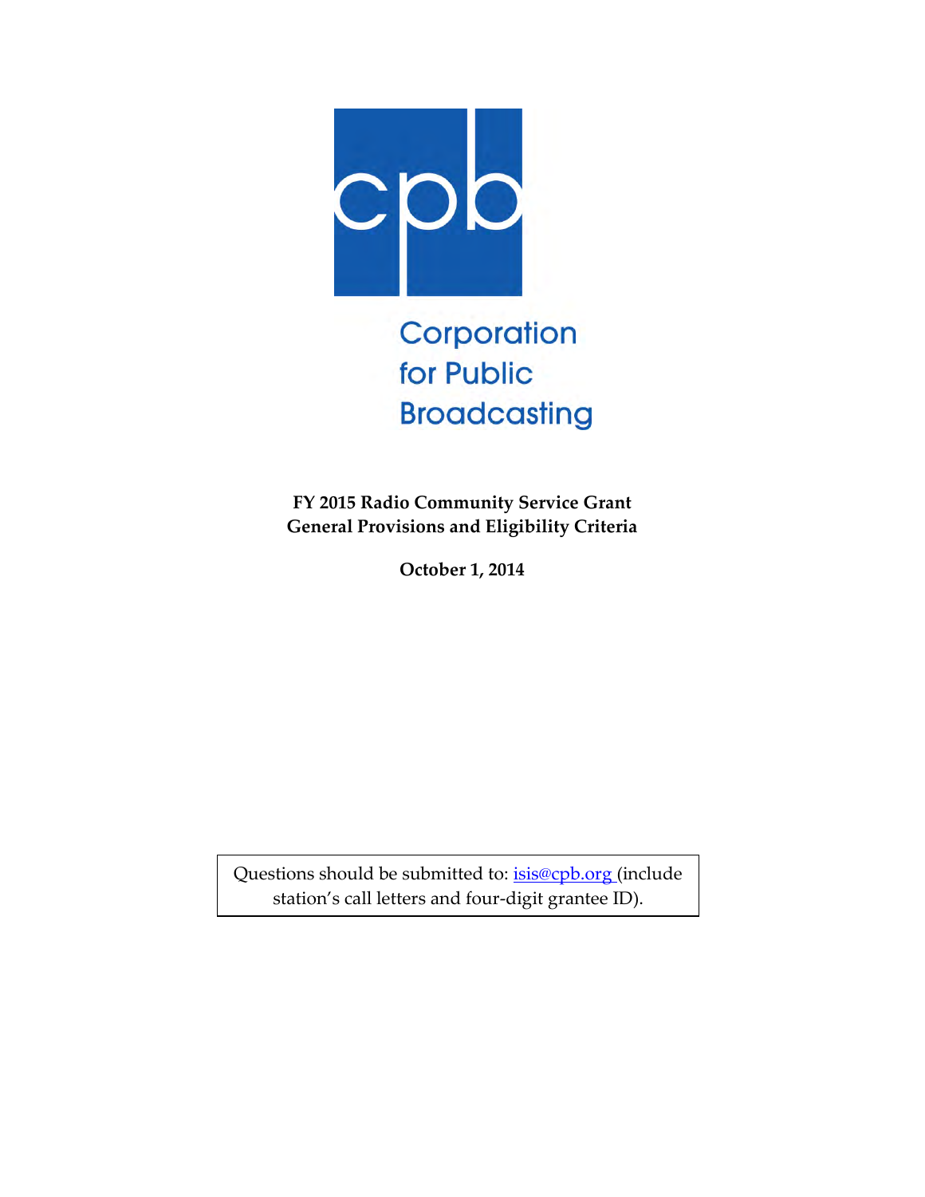Corporation for Public Broadcasting

**FY 2015 Radio Community Service Grant**
**General Provisions and Eligibility Criteria**

**October 1, 2014**

Questions should be submitted to: isis@cpb.org (include station's call letters and four-digit grantee ID).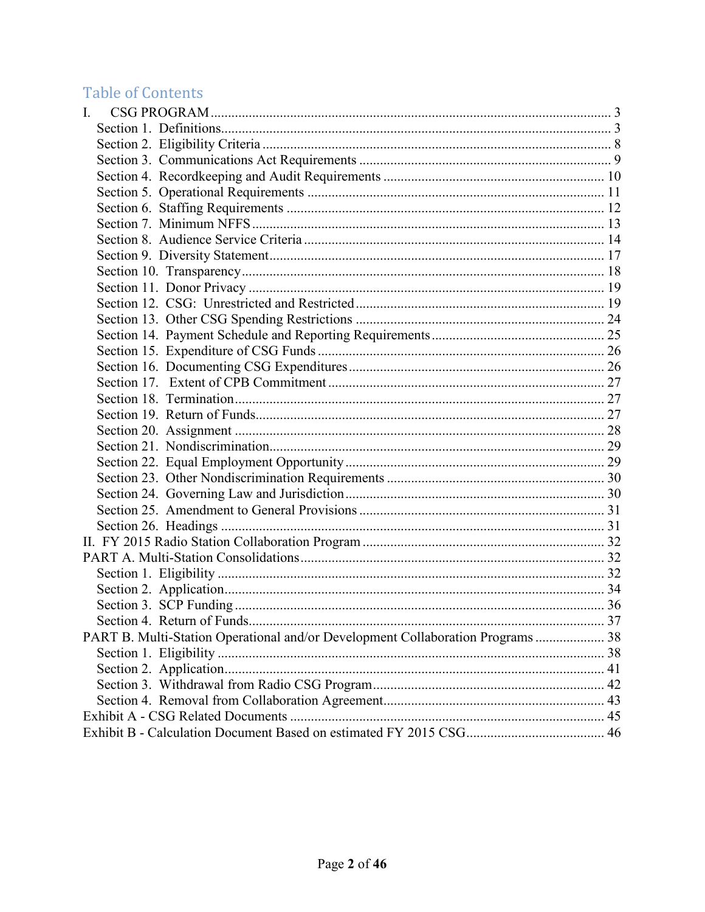## Table of Contents

I. CSG PROGRAM ........ 3
- Section 1. Definitions ........ 3
- Section 2. Eligibility Criteria ........ 8
- Section 3. Communications Act Requirements ........ 9
- Section 4. Recordkeeping and Audit Requirements ........ 10
- Section 5. Operational Requirements ........ 11
- Section 6. Staffing Requirements ........ 12
- Section 7. Minimum NFFS ........ 13
- Section 8. Audience Service Criteria ........ 14
- Section 9. Diversity Statement ........ 17
- Section 10. Transparency ........ 18
- Section 11. Donor Privacy ........ 19
- Section 12. CSG: Unrestricted and Restricted ........ 19
- Section 13. Other CSG Spending Restrictions ........ 24
- Section 14. Payment Schedule and Reporting Requirements ........ 25
- Section 15. Expenditure of CSG Funds ........ 26
- Section 16. Documenting CSG Expenditures ........ 26
- Section 17. Extent of CPB Commitment ........ 27
- Section 18. Termination ........ 27
- Section 19. Return of Funds ........ 27
- Section 20. Assignment ........ 28
- Section 21. Nondiscrimination ........ 29
- Section 22. Equal Employment Opportunity ........ 29
- Section 23. Other Nondiscrimination Requirements ........ 30
- Section 24. Governing Law and Jurisdiction ........ 30
- Section 25. Amendment to General Provisions ........ 31
- Section 26. Headings ........ 31

II. FY 2015 Radio Station Collaboration Program ........ 32

PART A. Multi-Station Consolidations ........ 32
- Section 1. Eligibility ........ 32
- Section 2. Application ........ 34
- Section 3. SCP Funding ........ 36
- Section 4. Return of Funds ........ 37

PART B. Multi-Station Operational and/or Development Collaboration Programs ........ 38
- Section 1. Eligibility ........ 38
- Section 2. Application ........ 41
- Section 3. Withdrawal from Radio CSG Program ........ 42
- Section 4. Removal from Collaboration Agreement ........ 43

Exhibit A - CSG Related Documents ........ 45

Exhibit B - Calculation Document Based on estimated FY 2015 CSG ........ 46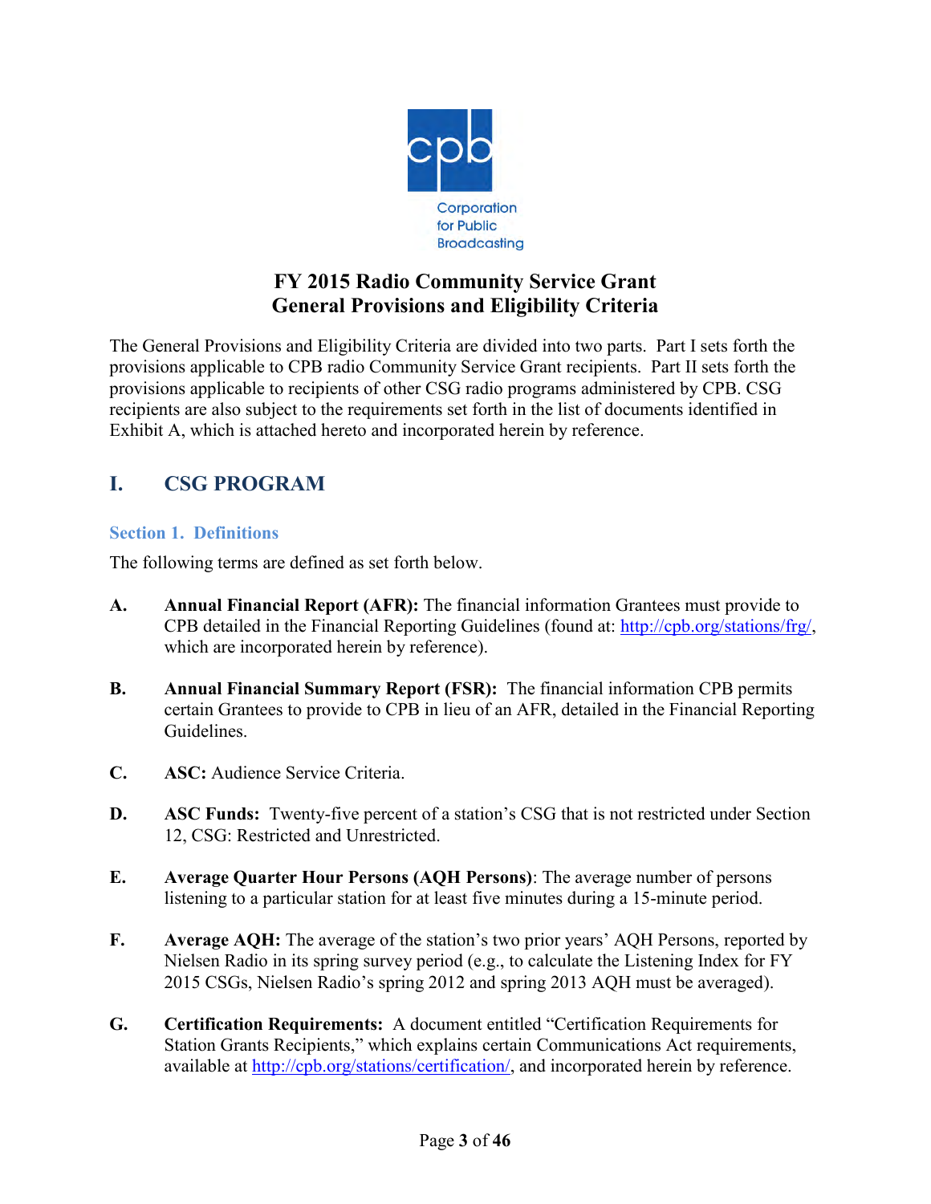Corporation for Public Broadcasting

# FY 2015 Radio Community Service Grant
# General Provisions and Eligibility Criteria

The General Provisions and Eligibility Criteria are divided into two parts. Part I sets forth the provisions applicable to CPB radio Community Service Grant recipients. Part II sets forth the provisions applicable to recipients of other CSG radio programs administered by CPB. CSG recipients are also subject to the requirements set forth in the list of documents identified in Exhibit A, which is attached hereto and incorporated herein by reference.

## I. CSG PROGRAM

### Section 1. Definitions

The following terms are defined as set forth below.

**A.** **Annual Financial Report (AFR):** The financial information Grantees must provide to CPB detailed in the Financial Reporting Guidelines (found at: http://cpb.org/stations/frg/, which are incorporated herein by reference).

**B.** **Annual Financial Summary Report (FSR):** The financial information CPB permits certain Grantees to provide to CPB in lieu of an AFR, detailed in the Financial Reporting Guidelines.

**C.** **ASC:** Audience Service Criteria.

**D.** **ASC Funds:** Twenty-five percent of a station's CSG that is not restricted under Section 12, CSG: Restricted and Unrestricted.

**E.** **Average Quarter Hour Persons (AQH Persons)**: The average number of persons listening to a particular station for at least five minutes during a 15-minute period.

**F.** **Average AQH:** The average of the station's two prior years' AQH Persons, reported by Nielsen Radio in its spring survey period (e.g., to calculate the Listening Index for FY 2015 CSGs, Nielsen Radio's spring 2012 and spring 2013 AQH must be averaged).

**G.** **Certification Requirements:** A document entitled "Certification Requirements for Station Grants Recipients," which explains certain Communications Act requirements, available at http://cpb.org/stations/certification/, and incorporated herein by reference.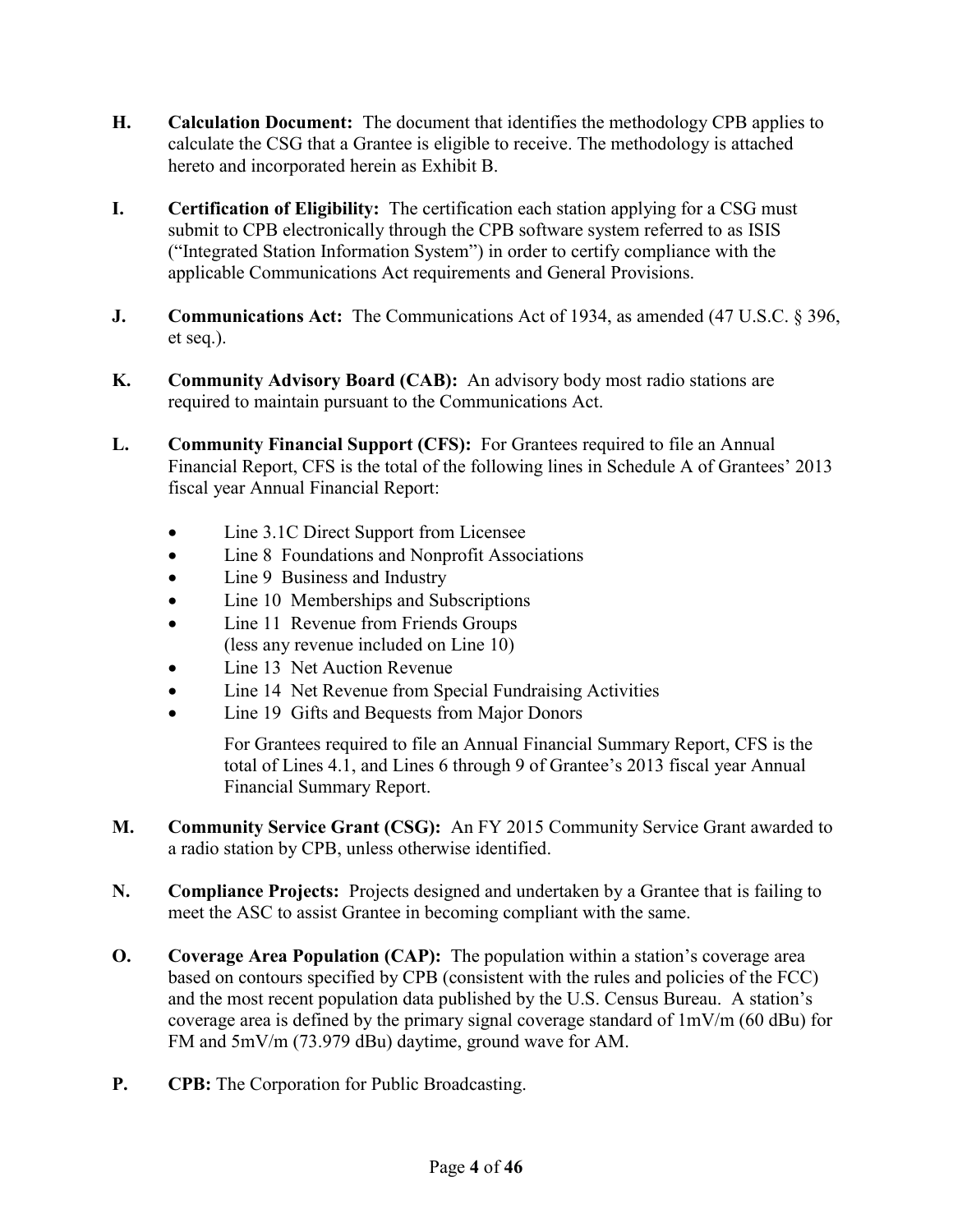**H. Calculation Document:** The document that identifies the methodology CPB applies to calculate the CSG that a Grantee is eligible to receive. The methodology is attached hereto and incorporated herein as Exhibit B.

**I. Certification of Eligibility:** The certification each station applying for a CSG must submit to CPB electronically through the CPB software system referred to as ISIS ("Integrated Station Information System") in order to certify compliance with the applicable Communications Act requirements and General Provisions.

**J. Communications Act:** The Communications Act of 1934, as amended (47 U.S.C. § 396, et seq.).

**K. Community Advisory Board (CAB):** An advisory body most radio stations are required to maintain pursuant to the Communications Act.

**L. Community Financial Support (CFS):** For Grantees required to file an Annual Financial Report, CFS is the total of the following lines in Schedule A of Grantees' 2013 fiscal year Annual Financial Report:

- Line 3.1C Direct Support from Licensee
- Line 8 Foundations and Nonprofit Associations
- Line 9 Business and Industry
- Line 10 Memberships and Subscriptions
- Line 11 Revenue from Friends Groups (less any revenue included on Line 10)
- Line 13 Net Auction Revenue
- Line 14 Net Revenue from Special Fundraising Activities
- Line 19 Gifts and Bequests from Major Donors

For Grantees required to file an Annual Financial Summary Report, CFS is the total of Lines 4.1, and Lines 6 through 9 of Grantee's 2013 fiscal year Annual Financial Summary Report.

**M. Community Service Grant (CSG):** An FY 2015 Community Service Grant awarded to a radio station by CPB, unless otherwise identified.

**N. Compliance Projects:** Projects designed and undertaken by a Grantee that is failing to meet the ASC to assist Grantee in becoming compliant with the same.

**O. Coverage Area Population (CAP):** The population within a station's coverage area based on contours specified by CPB (consistent with the rules and policies of the FCC) and the most recent population data published by the U.S. Census Bureau. A station's coverage area is defined by the primary signal coverage standard of 1mV/m (60 dBu) for FM and 5mV/m (73.979 dBu) daytime, ground wave for AM.

**P. CPB:** The Corporation for Public Broadcasting.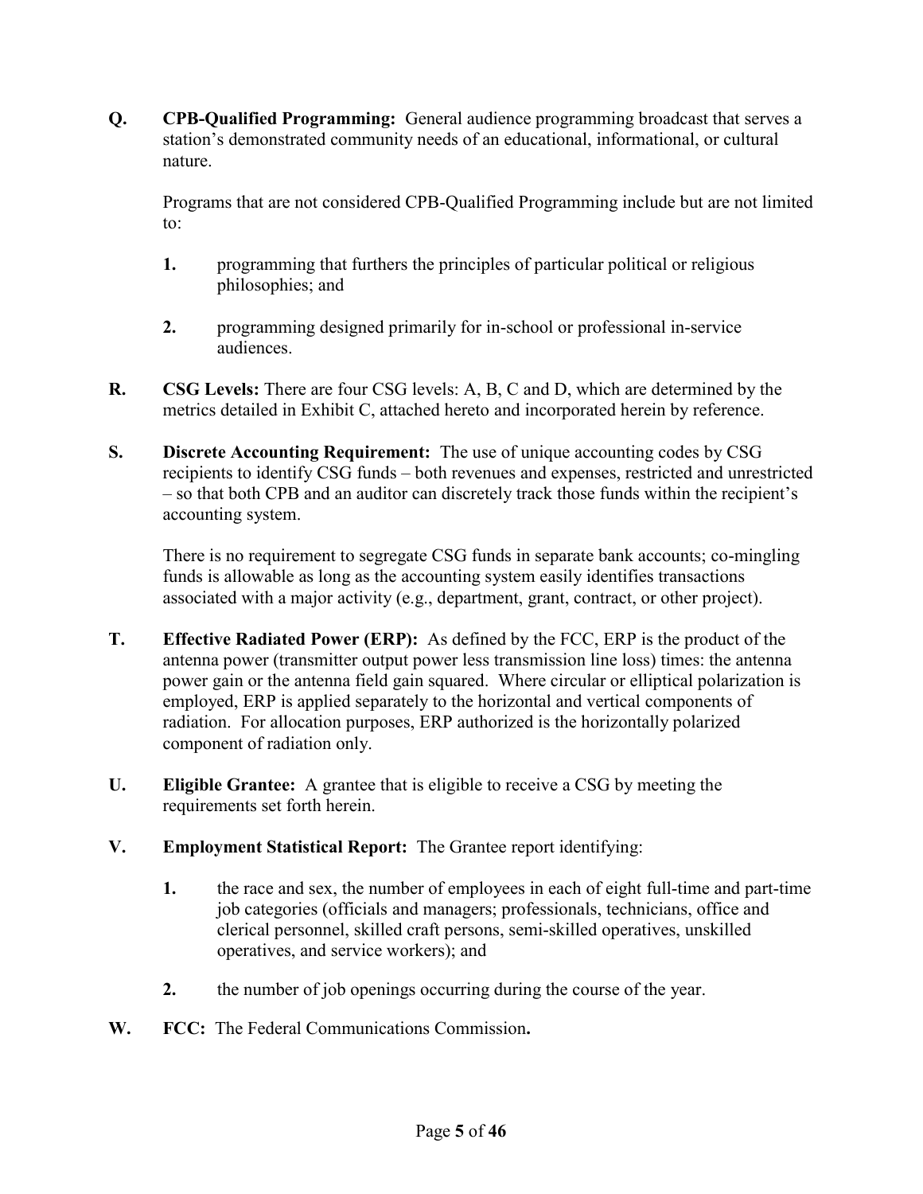**Q.** **CPB-Qualified Programming:** General audience programming broadcast that serves a station's demonstrated community needs of an educational, informational, or cultural nature.

Programs that are not considered CPB-Qualified Programming include but are not limited to:

1. programming that furthers the principles of particular political or religious philosophies; and

2. programming designed primarily for in-school or professional in-service audiences.

**R.** **CSG Levels:** There are four CSG levels: A, B, C and D, which are determined by the metrics detailed in Exhibit C, attached hereto and incorporated herein by reference.

**S.** **Discrete Accounting Requirement:** The use of unique accounting codes by CSG recipients to identify CSG funds – both revenues and expenses, restricted and unrestricted – so that both CPB and an auditor can discretely track those funds within the recipient's accounting system.

There is no requirement to segregate CSG funds in separate bank accounts; co-mingling funds is allowable as long as the accounting system easily identifies transactions associated with a major activity (e.g., department, grant, contract, or other project).

**T.** **Effective Radiated Power (ERP):** As defined by the FCC, ERP is the product of the antenna power (transmitter output power less transmission line loss) times: the antenna power gain or the antenna field gain squared. Where circular or elliptical polarization is employed, ERP is applied separately to the horizontal and vertical components of radiation. For allocation purposes, ERP authorized is the horizontally polarized component of radiation only.

**U.** **Eligible Grantee:** A grantee that is eligible to receive a CSG by meeting the requirements set forth herein.

**V.** **Employment Statistical Report:** The Grantee report identifying:

1. the race and sex, the number of employees in each of eight full-time and part-time job categories (officials and managers; professionals, technicians, office and clerical personnel, skilled craft persons, semi-skilled operatives, unskilled operatives, and service workers); and

2. the number of job openings occurring during the course of the year.

**W.** **FCC:** The Federal Communications Commission**.**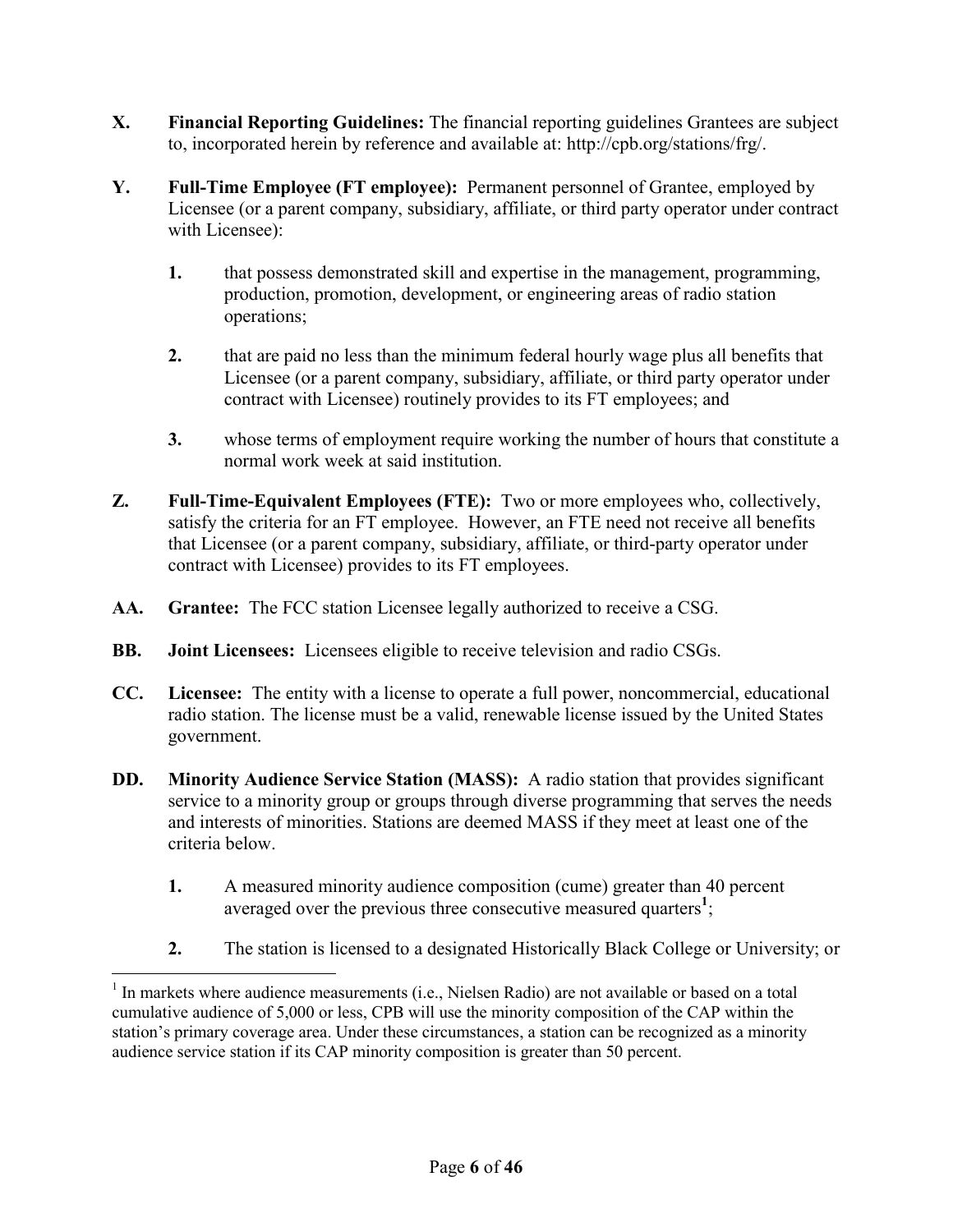**X. Financial Reporting Guidelines:** The financial reporting guidelines Grantees are subject to, incorporated herein by reference and available at: http://cpb.org/stations/frg/.

**Y. Full-Time Employee (FT employee):** Permanent personnel of Grantee, employed by Licensee (or a parent company, subsidiary, affiliate, or third party operator under contract with Licensee):

> **1.** that possess demonstrated skill and expertise in the management, programming, production, promotion, development, or engineering areas of radio station operations;
>
> **2.** that are paid no less than the minimum federal hourly wage plus all benefits that Licensee (or a parent company, subsidiary, affiliate, or third party operator under contract with Licensee) routinely provides to its FT employees; and
>
> **3.** whose terms of employment require working the number of hours that constitute a normal work week at said institution.

**Z. Full-Time-Equivalent Employees (FTE):** Two or more employees who, collectively, satisfy the criteria for an FT employee. However, an FTE need not receive all benefits that Licensee (or a parent company, subsidiary, affiliate, or third-party operator under contract with Licensee) provides to its FT employees.

**AA. Grantee:** The FCC station Licensee legally authorized to receive a CSG.

**BB. Joint Licensees:** Licensees eligible to receive television and radio CSGs.

**CC. Licensee:** The entity with a license to operate a full power, noncommercial, educational radio station. The license must be a valid, renewable license issued by the United States government.

**DD. Minority Audience Service Station (MASS):** A radio station that provides significant service to a minority group or groups through diverse programming that serves the needs and interests of minorities. Stations are deemed MASS if they meet at least one of the criteria below.

> **1.** A measured minority audience composition (cume) greater than 40 percent averaged over the previous three consecutive measured quarters[1];
>
> **2.** The station is licensed to a designated Historically Black College or University; or

---

[1] In markets where audience measurements (i.e., Nielsen Radio) are not available or based on a total cumulative audience of 5,000 or less, CPB will use the minority composition of the CAP within the station's primary coverage area. Under these circumstances, a station can be recognized as a minority audience service station if its CAP minority composition is greater than 50 percent.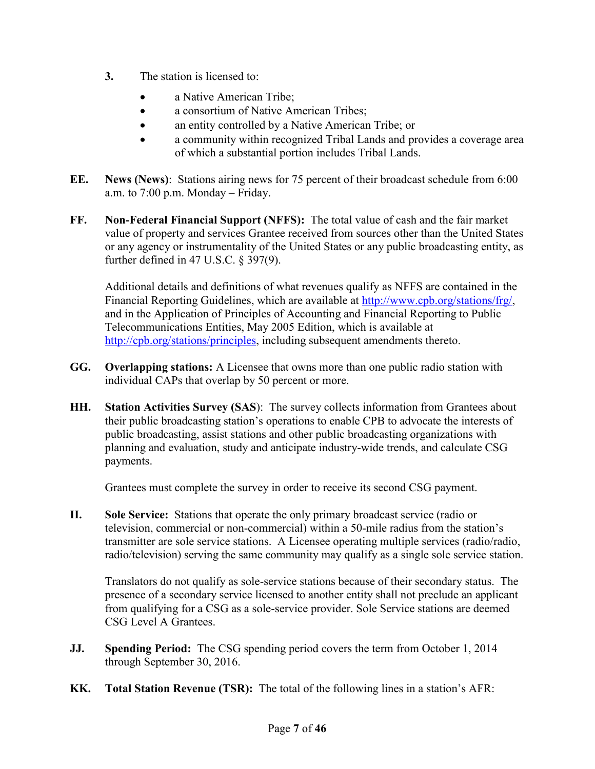**3.** The station is licensed to:

- a Native American Tribe;
- a consortium of Native American Tribes;
- an entity controlled by a Native American Tribe; or
- a community within recognized Tribal Lands and provides a coverage area of which a substantial portion includes Tribal Lands.

**EE.** **News (News)**: Stations airing news for 75 percent of their broadcast schedule from 6:00 a.m. to 7:00 p.m. Monday – Friday.

**FF.** **Non-Federal Financial Support (NFFS):** The total value of cash and the fair market value of property and services Grantee received from sources other than the United States or any agency or instrumentality of the United States or any public broadcasting entity, as further defined in 47 U.S.C. § 397(9).

Additional details and definitions of what revenues qualify as NFFS are contained in the Financial Reporting Guidelines, which are available at [http://www.cpb.org/stations/frg/](http://www.cpb.org/stations/frg/), and in the Application of Principles of Accounting and Financial Reporting to Public Telecommunications Entities, May 2005 Edition, which is available at [http://cpb.org/stations/principles](http://cpb.org/stations/principles), including subsequent amendments thereto.

**GG.** **Overlapping stations:** A Licensee that owns more than one public radio station with individual CAPs that overlap by 50 percent or more.

**HH.** **Station Activities Survey (SAS)**: The survey collects information from Grantees about their public broadcasting station's operations to enable CPB to advocate the interests of public broadcasting, assist stations and other public broadcasting organizations with planning and evaluation, study and anticipate industry-wide trends, and calculate CSG payments.

Grantees must complete the survey in order to receive its second CSG payment.

**II.** **Sole Service:** Stations that operate the only primary broadcast service (radio or television, commercial or non-commercial) within a 50-mile radius from the station's transmitter are sole service stations. A Licensee operating multiple services (radio/radio, radio/television) serving the same community may qualify as a single sole service station.

Translators do not qualify as sole-service stations because of their secondary status. The presence of a secondary service licensed to another entity shall not preclude an applicant from qualifying for a CSG as a sole-service provider. Sole Service stations are deemed CSG Level A Grantees.

**JJ.** **Spending Period:** The CSG spending period covers the term from October 1, 2014 through September 30, 2016.

**KK.** **Total Station Revenue (TSR):** The total of the following lines in a station's AFR: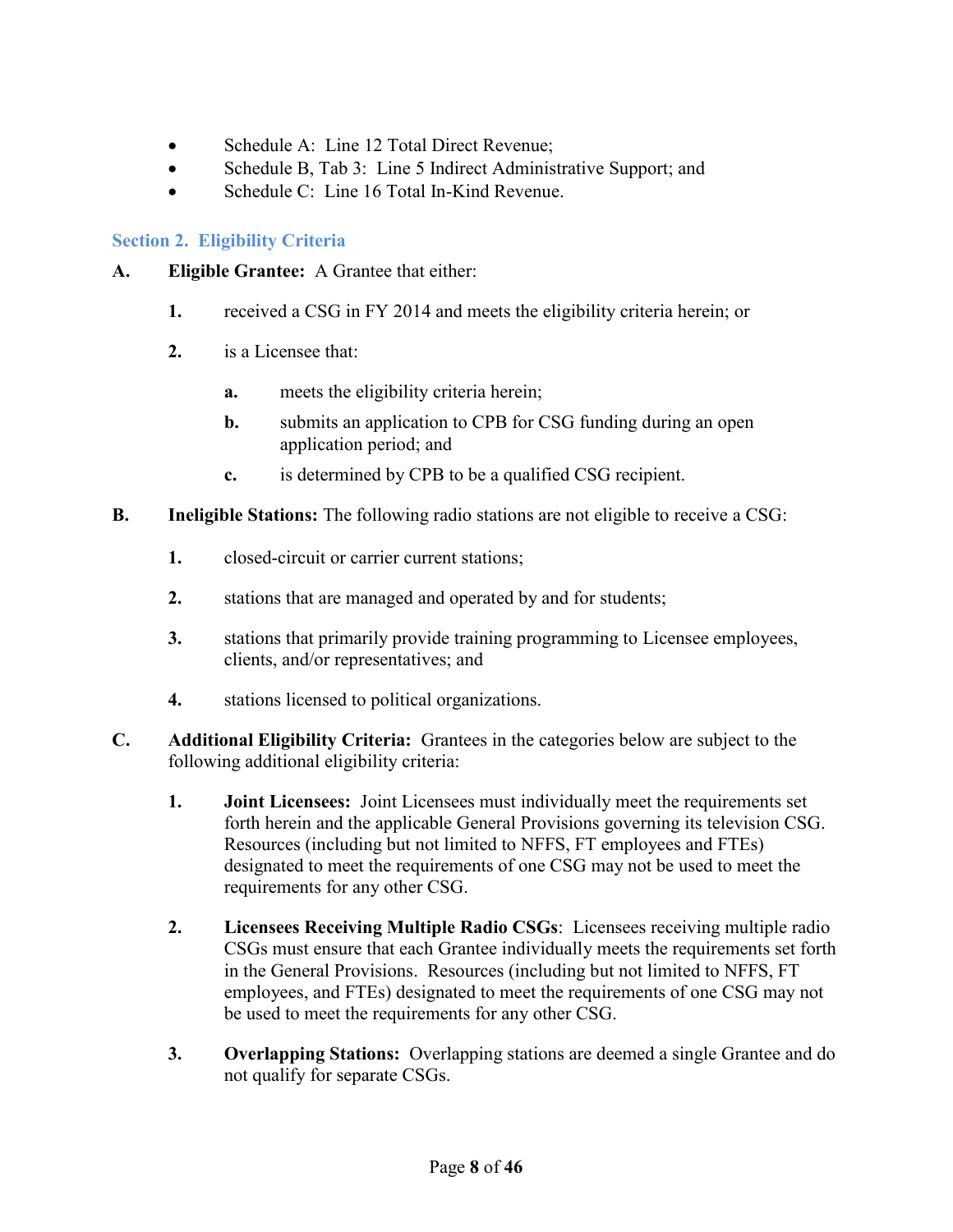- Schedule A: Line 12 Total Direct Revenue;
- Schedule B, Tab 3: Line 5 Indirect Administrative Support; and
- Schedule C: Line 16 Total In-Kind Revenue.

## Section 2. Eligibility Criteria

**A. Eligible Grantee:** A Grantee that either:

**1.** received a CSG in FY 2014 and meets the eligibility criteria herein; or

**2.** is a Licensee that:

**a.** meets the eligibility criteria herein;

**b.** submits an application to CPB for CSG funding during an open application period; and

**c.** is determined by CPB to be a qualified CSG recipient.

**B. Ineligible Stations:** The following radio stations are not eligible to receive a CSG:

**1.** closed-circuit or carrier current stations;

**2.** stations that are managed and operated by and for students;

**3.** stations that primarily provide training programming to Licensee employees, clients, and/or representatives; and

**4.** stations licensed to political organizations.

**C. Additional Eligibility Criteria:** Grantees in the categories below are subject to the following additional eligibility criteria:

**1. Joint Licensees:** Joint Licensees must individually meet the requirements set forth herein and the applicable General Provisions governing its television CSG. Resources (including but not limited to NFFS, FT employees and FTEs) designated to meet the requirements of one CSG may not be used to meet the requirements for any other CSG.

**2. Licensees Receiving Multiple Radio CSGs**: Licensees receiving multiple radio CSGs must ensure that each Grantee individually meets the requirements set forth in the General Provisions. Resources (including but not limited to NFFS, FT employees, and FTEs) designated to meet the requirements of one CSG may not be used to meet the requirements for any other CSG.

**3. Overlapping Stations:** Overlapping stations are deemed a single Grantee and do not qualify for separate CSGs.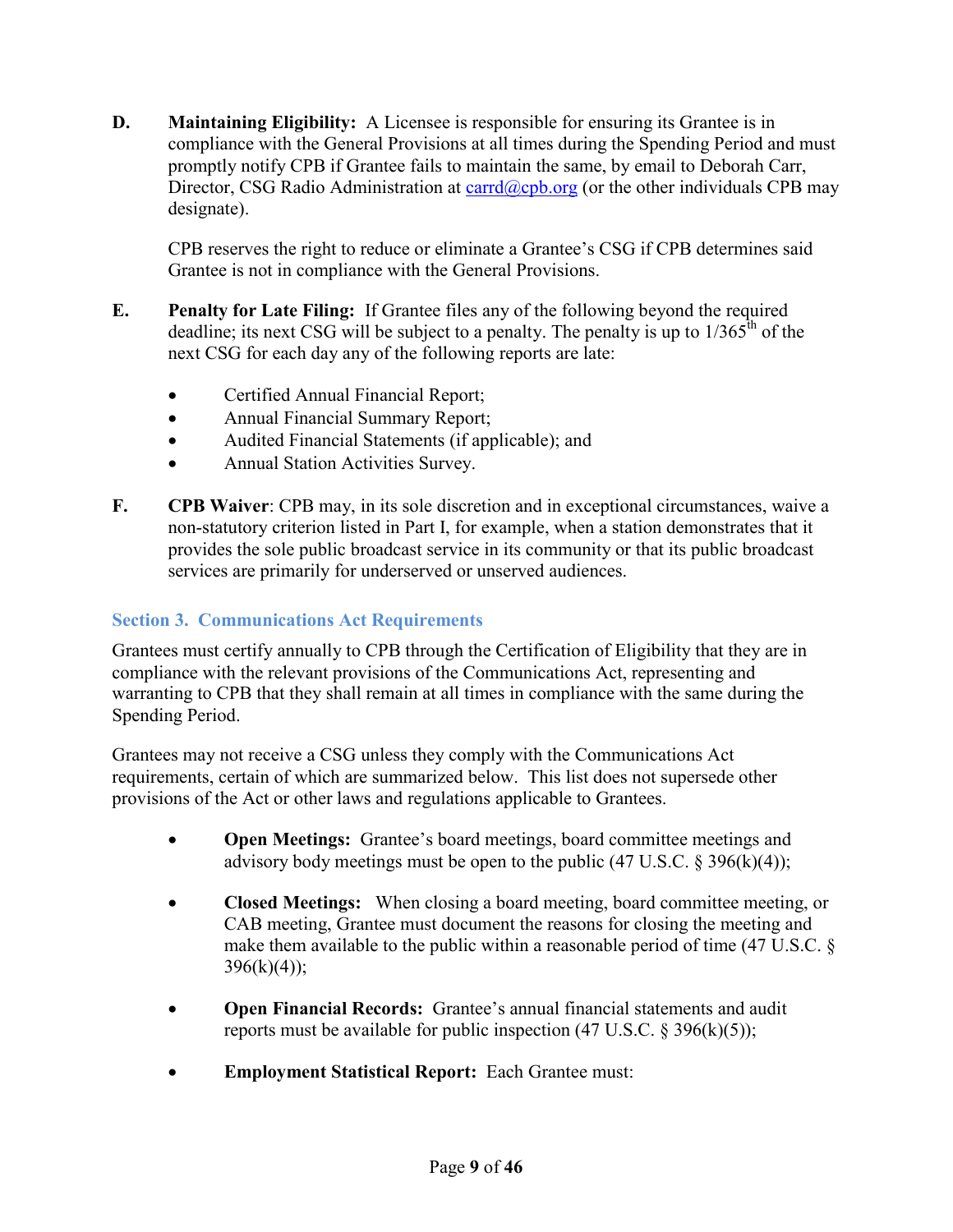**D. Maintaining Eligibility:** A Licensee is responsible for ensuring its Grantee is in compliance with the General Provisions at all times during the Spending Period and must promptly notify CPB if Grantee fails to maintain the same, by email to Deborah Carr, Director, CSG Radio Administration at carrd@cpb.org (or the other individuals CPB may designate).

CPB reserves the right to reduce or eliminate a Grantee's CSG if CPB determines said Grantee is not in compliance with the General Provisions.

**E. Penalty for Late Filing:** If Grantee files any of the following beyond the required deadline; its next CSG will be subject to a penalty. The penalty is up to 1/365th of the next CSG for each day any of the following reports are late:

- Certified Annual Financial Report;
- Annual Financial Summary Report;
- Audited Financial Statements (if applicable); and
- Annual Station Activities Survey.

**F. CPB Waiver**: CPB may, in its sole discretion and in exceptional circumstances, waive a non-statutory criterion listed in Part I, for example, when a station demonstrates that it provides the sole public broadcast service in its community or that its public broadcast services are primarily for underserved or unserved audiences.

### Section 3. Communications Act Requirements

Grantees must certify annually to CPB through the Certification of Eligibility that they are in compliance with the relevant provisions of the Communications Act, representing and warranting to CPB that they shall remain at all times in compliance with the same during the Spending Period.

Grantees may not receive a CSG unless they comply with the Communications Act requirements, certain of which are summarized below. This list does not supersede other provisions of the Act or other laws and regulations applicable to Grantees.

- **Open Meetings:** Grantee's board meetings, board committee meetings and advisory body meetings must be open to the public (47 U.S.C. § 396(k)(4));
- **Closed Meetings:** When closing a board meeting, board committee meeting, or CAB meeting, Grantee must document the reasons for closing the meeting and make them available to the public within a reasonable period of time (47 U.S.C. § 396(k)(4));
- **Open Financial Records:** Grantee's annual financial statements and audit reports must be available for public inspection (47 U.S.C. § 396(k)(5));
- **Employment Statistical Report:** Each Grantee must: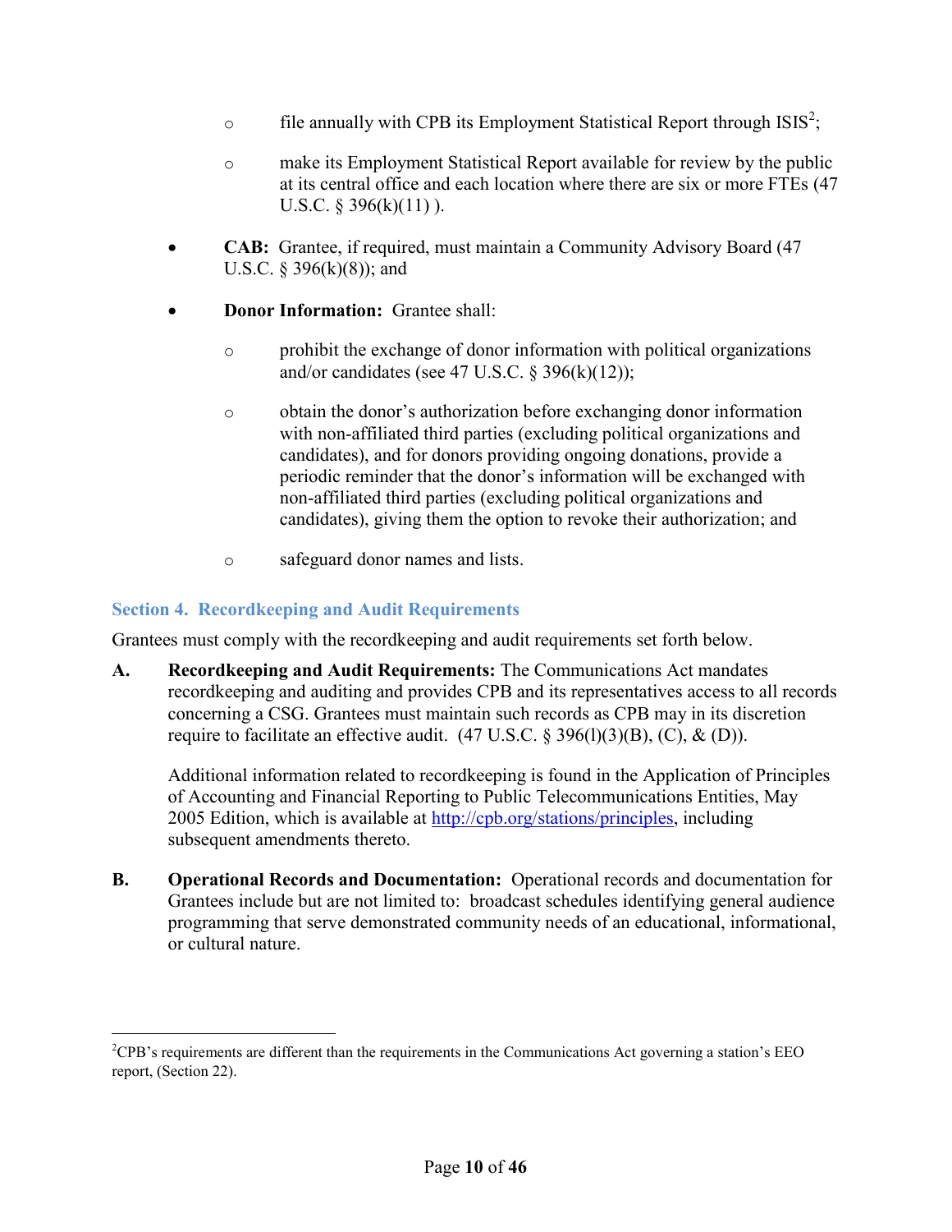- file annually with CPB its Employment Statistical Report through ISIS[2];
    - make its Employment Statistical Report available for review by the public at its central office and each location where there are six or more FTEs (47 U.S.C. § 396(k)(11) ).

- **CAB:** Grantee, if required, must maintain a Community Advisory Board (47 U.S.C. § 396(k)(8)); and

- **Donor Information:** Grantee shall:
    - prohibit the exchange of donor information with political organizations and/or candidates (see 47 U.S.C. § 396(k)(12));
    - obtain the donor's authorization before exchanging donor information with non-affiliated third parties (excluding political organizations and candidates), and for donors providing ongoing donations, provide a periodic reminder that the donor's information will be exchanged with non-affiliated third parties (excluding political organizations and candidates), giving them the option to revoke their authorization; and
    - safeguard donor names and lists.

## Section 4. Recordkeeping and Audit Requirements

Grantees must comply with the recordkeeping and audit requirements set forth below.

**A. Recordkeeping and Audit Requirements:** The Communications Act mandates recordkeeping and auditing and provides CPB and its representatives access to all records concerning a CSG. Grantees must maintain such records as CPB may in its discretion require to facilitate an effective audit. (47 U.S.C. § 396(l)(3)(B), (C), & (D)).

Additional information related to recordkeeping is found in the Application of Principles of Accounting and Financial Reporting to Public Telecommunications Entities, May 2005 Edition, which is available at http://cpb.org/stations/principles, including subsequent amendments thereto.

**B. Operational Records and Documentation:** Operational records and documentation for Grantees include but are not limited to: broadcast schedules identifying general audience programming that serve demonstrated community needs of an educational, informational, or cultural nature.

---

[2] CPB's requirements are different than the requirements in the Communications Act governing a station's EEO report, (Section 22).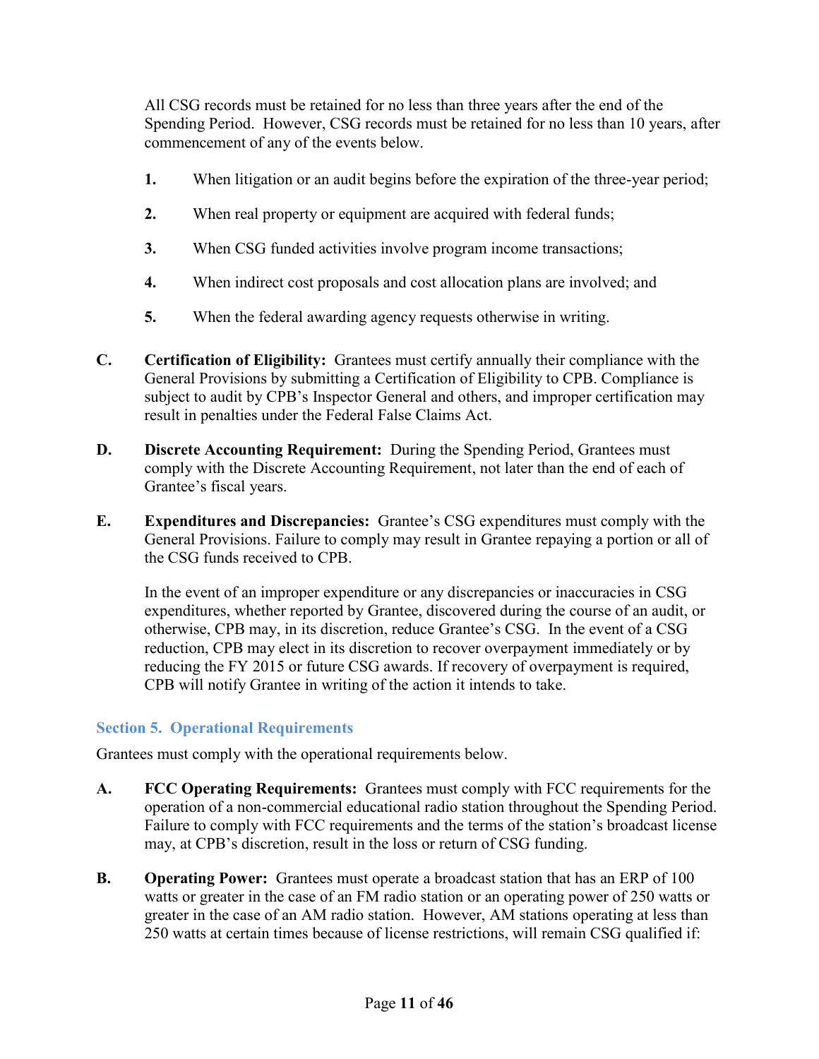All CSG records must be retained for no less than three years after the end of the Spending Period. However, CSG records must be retained for no less than 10 years, after commencement of any of the events below.

1. When litigation or an audit begins before the expiration of the three-year period;
2. When real property or equipment are acquired with federal funds;
3. When CSG funded activities involve program income transactions;
4. When indirect cost proposals and cost allocation plans are involved; and
5. When the federal awarding agency requests otherwise in writing.

**C. Certification of Eligibility:** Grantees must certify annually their compliance with the General Provisions by submitting a Certification of Eligibility to CPB. Compliance is subject to audit by CPB's Inspector General and others, and improper certification may result in penalties under the Federal False Claims Act.

**D. Discrete Accounting Requirement:** During the Spending Period, Grantees must comply with the Discrete Accounting Requirement, not later than the end of each of Grantee's fiscal years.

**E. Expenditures and Discrepancies:** Grantee's CSG expenditures must comply with the General Provisions. Failure to comply may result in Grantee repaying a portion or all of the CSG funds received to CPB.

In the event of an improper expenditure or any discrepancies or inaccuracies in CSG expenditures, whether reported by Grantee, discovered during the course of an audit, or otherwise, CPB may, in its discretion, reduce Grantee's CSG. In the event of a CSG reduction, CPB may elect in its discretion to recover overpayment immediately or by reducing the FY 2015 or future CSG awards. If recovery of overpayment is required, CPB will notify Grantee in writing of the action it intends to take.

## Section 5. Operational Requirements

Grantees must comply with the operational requirements below.

**A. FCC Operating Requirements:** Grantees must comply with FCC requirements for the operation of a non-commercial educational radio station throughout the Spending Period. Failure to comply with FCC requirements and the terms of the station's broadcast license may, at CPB's discretion, result in the loss or return of CSG funding.

**B. Operating Power:** Grantees must operate a broadcast station that has an ERP of 100 watts or greater in the case of an FM radio station or an operating power of 250 watts or greater in the case of an AM radio station. However, AM stations operating at less than 250 watts at certain times because of license restrictions, will remain CSG qualified if: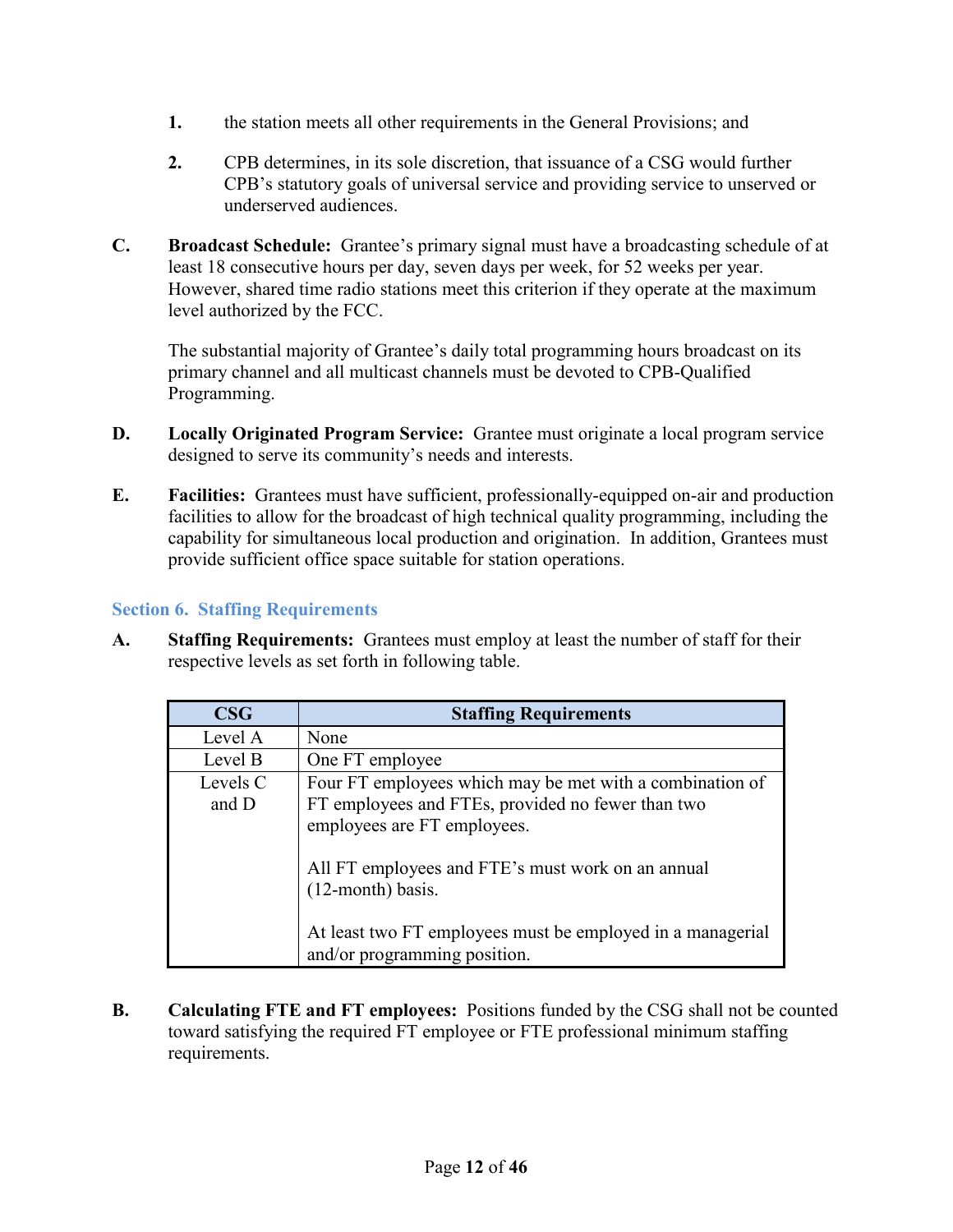1. the station meets all other requirements in the General Provisions; and

2. CPB determines, in its sole discretion, that issuance of a CSG would further CPB's statutory goals of universal service and providing service to unserved or underserved audiences.

**C. Broadcast Schedule:** Grantee's primary signal must have a broadcasting schedule of at least 18 consecutive hours per day, seven days per week, for 52 weeks per year. However, shared time radio stations meet this criterion if they operate at the maximum level authorized by the FCC.

The substantial majority of Grantee's daily total programming hours broadcast on its primary channel and all multicast channels must be devoted to CPB-Qualified Programming.

**D. Locally Originated Program Service:** Grantee must originate a local program service designed to serve its community's needs and interests.

**E. Facilities:** Grantees must have sufficient, professionally-equipped on-air and production facilities to allow for the broadcast of high technical quality programming, including the capability for simultaneous local production and origination. In addition, Grantees must provide sufficient office space suitable for station operations.

## Section 6. Staffing Requirements

**A. Staffing Requirements:** Grantees must employ at least the number of staff for their respective levels as set forth in following table.

| CSG | Staffing Requirements |
|---|---|
| Level A | None |
| Level B | One FT employee |
| Levels C and D | Four FT employees which may be met with a combination of FT employees and FTEs, provided no fewer than two employees are FT employees.<br><br>All FT employees and FTE's must work on an annual (12-month) basis.<br><br>At least two FT employees must be employed in a managerial and/or programming position. |

**B. Calculating FTE and FT employees:** Positions funded by the CSG shall not be counted toward satisfying the required FT employee or FTE professional minimum staffing requirements.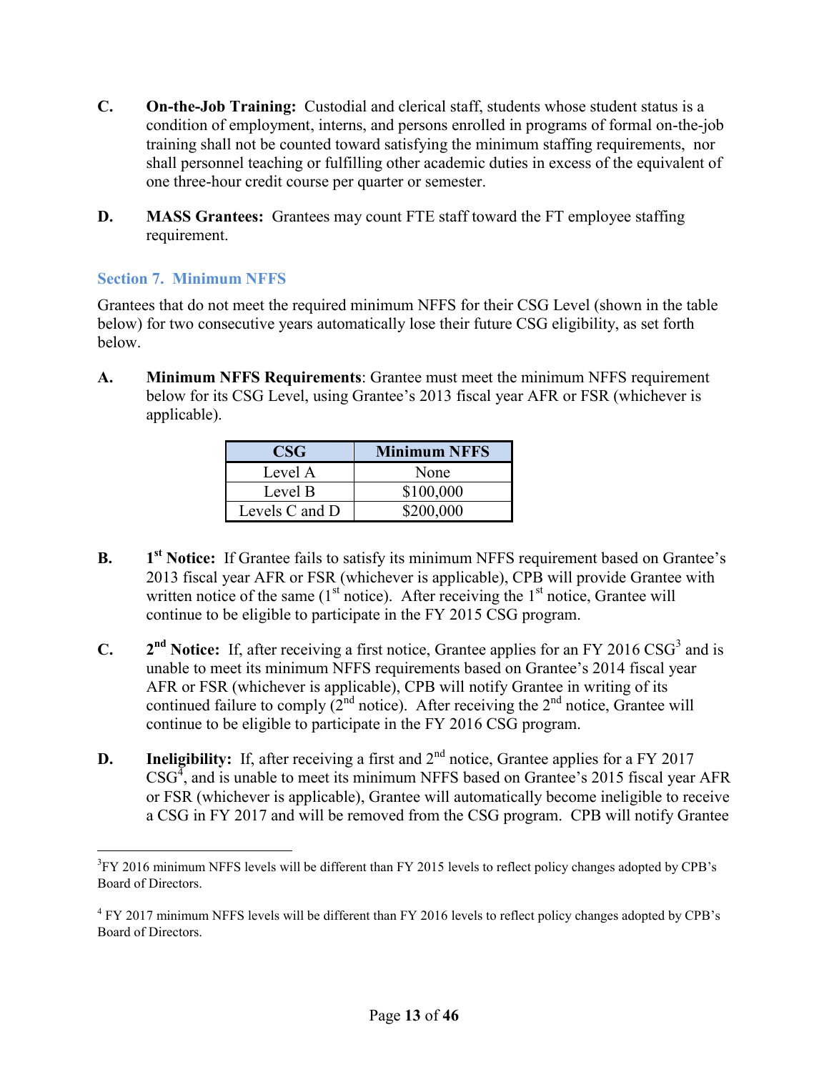**C.** **On-the-Job Training:** Custodial and clerical staff, students whose student status is a condition of employment, interns, and persons enrolled in programs of formal on-the-job training shall not be counted toward satisfying the minimum staffing requirements, nor shall personnel teaching or fulfilling other academic duties in excess of the equivalent of one three-hour credit course per quarter or semester.

**D.** **MASS Grantees:** Grantees may count FTE staff toward the FT employee staffing requirement.

## Section 7. Minimum NFFS

Grantees that do not meet the required minimum NFFS for their CSG Level (shown in the table below) for two consecutive years automatically lose their future CSG eligibility, as set forth below.

**A.** **Minimum NFFS Requirements**: Grantee must meet the minimum NFFS requirement below for its CSG Level, using Grantee's 2013 fiscal year AFR or FSR (whichever is applicable).

| CSG | Minimum NFFS |
|---|---|
| Level A | None |
| Level B | $100,000 |
| Levels C and D | $200,000 |

**B.** **1st Notice:** If Grantee fails to satisfy its minimum NFFS requirement based on Grantee's 2013 fiscal year AFR or FSR (whichever is applicable), CPB will provide Grantee with written notice of the same (1st notice). After receiving the 1st notice, Grantee will continue to be eligible to participate in the FY 2015 CSG program.

**C.** **2nd Notice:** If, after receiving a first notice, Grantee applies for an FY 2016 CSG[3] and is unable to meet its minimum NFFS requirements based on Grantee's 2014 fiscal year AFR or FSR (whichever is applicable), CPB will notify Grantee in writing of its continued failure to comply (2nd notice). After receiving the 2nd notice, Grantee will continue to be eligible to participate in the FY 2016 CSG program.

**D.** **Ineligibility:** If, after receiving a first and 2nd notice, Grantee applies for a FY 2017 CSG[4], and is unable to meet its minimum NFFS based on Grantee's 2015 fiscal year AFR or FSR (whichever is applicable), Grantee will automatically become ineligible to receive a CSG in FY 2017 and will be removed from the CSG program. CPB will notify Grantee

---

[3] FY 2016 minimum NFFS levels will be different than FY 2015 levels to reflect policy changes adopted by CPB's Board of Directors.

[4] FY 2017 minimum NFFS levels will be different than FY 2016 levels to reflect policy changes adopted by CPB's Board of Directors.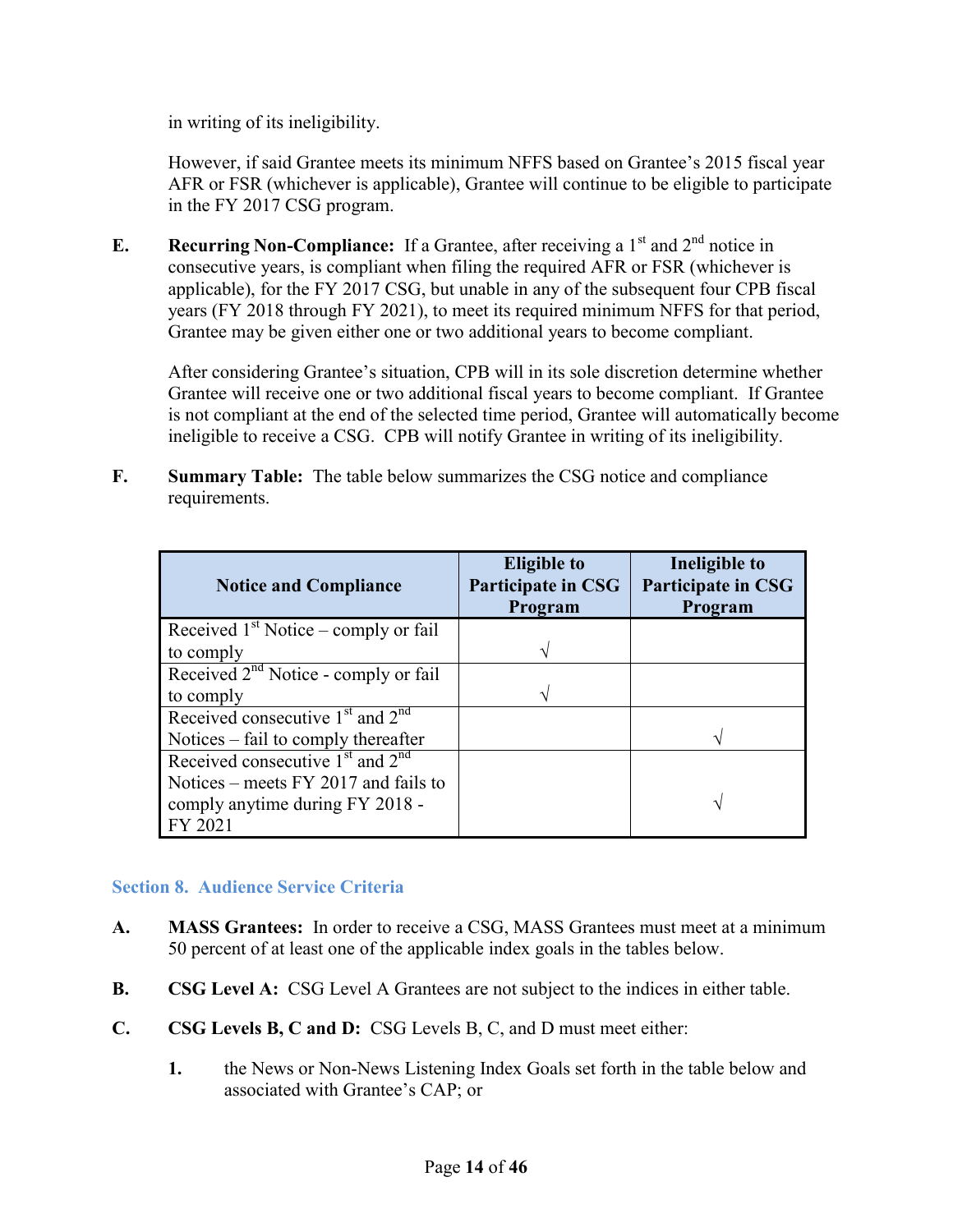in writing of its ineligibility.

However, if said Grantee meets its minimum NFFS based on Grantee's 2015 fiscal year AFR or FSR (whichever is applicable), Grantee will continue to be eligible to participate in the FY 2017 CSG program.

**E.** **Recurring Non-Compliance:** If a Grantee, after receiving a 1st and 2nd notice in consecutive years, is compliant when filing the required AFR or FSR (whichever is applicable), for the FY 2017 CSG, but unable in any of the subsequent four CPB fiscal years (FY 2018 through FY 2021), to meet its required minimum NFFS for that period, Grantee may be given either one or two additional years to become compliant.

After considering Grantee's situation, CPB will in its sole discretion determine whether Grantee will receive one or two additional fiscal years to become compliant. If Grantee is not compliant at the end of the selected time period, Grantee will automatically become ineligible to receive a CSG. CPB will notify Grantee in writing of its ineligibility.

**F.** **Summary Table:** The table below summarizes the CSG notice and compliance requirements.

| Notice and Compliance | Eligible to Participate in CSG Program | Ineligible to Participate in CSG Program |
|---|---|---|
| Received 1st Notice – comply or fail to comply | √ | |
| Received 2nd Notice - comply or fail to comply | √ | |
| Received consecutive 1st and 2nd Notices – fail to comply thereafter | | √ |
| Received consecutive 1st and 2nd Notices – meets FY 2017 and fails to comply anytime during FY 2018 - FY 2021 | | √ |

## Section 8. Audience Service Criteria

**A.** **MASS Grantees:** In order to receive a CSG, MASS Grantees must meet at a minimum 50 percent of at least one of the applicable index goals in the tables below.

**B.** **CSG Level A:** CSG Level A Grantees are not subject to the indices in either table.

**C.** **CSG Levels B, C and D:** CSG Levels B, C, and D must meet either:

1. the News or Non-News Listening Index Goals set forth in the table below and associated with Grantee's CAP; or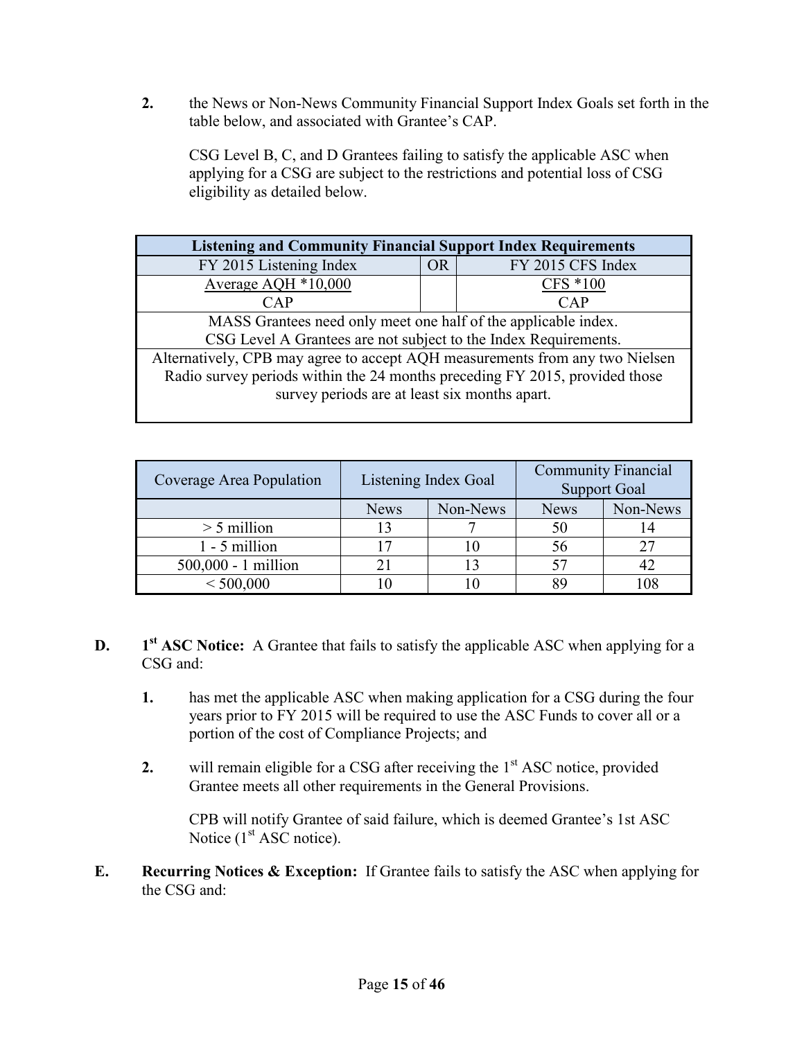**2.** the News or Non-News Community Financial Support Index Goals set forth in the table below, and associated with Grantee's CAP.

CSG Level B, C, and D Grantees failing to satisfy the applicable ASC when applying for a CSG are subject to the restrictions and potential loss of CSG eligibility as detailed below.

| **Listening and Community Financial Support Index Requirements** | | |
|---|---|---|
| FY 2015 Listening Index | OR | FY 2015 CFS Index |
| Average AQH *10,000 / CAP | | CFS *100 / CAP |
| MASS Grantees need only meet one half of the applicable index. CSG Level A Grantees are not subject to the Index Requirements. | | |
| Alternatively, CPB may agree to accept AQH measurements from any two Nielsen Radio survey periods within the 24 months preceding FY 2015, provided those survey periods are at least six months apart. | | |

| Coverage Area Population | Listening Index Goal | | Community Financial Support Goal | |
|---|---|---|---|---|
| | News | Non-News | News | Non-News |
| > 5 million | 13 | 7 | 50 | 14 |
| 1 - 5 million | 17 | 10 | 56 | 27 |
| 500,000 - 1 million | 21 | 13 | 57 | 42 |
| < 500,000 | 10 | 10 | 89 | 108 |

**D.** **1st ASC Notice:** A Grantee that fails to satisfy the applicable ASC when applying for a CSG and:

**1.** has met the applicable ASC when making application for a CSG during the four years prior to FY 2015 will be required to use the ASC Funds to cover all or a portion of the cost of Compliance Projects; and

**2.** will remain eligible for a CSG after receiving the 1st ASC notice, provided Grantee meets all other requirements in the General Provisions.

CPB will notify Grantee of said failure, which is deemed Grantee's 1st ASC Notice (1st ASC notice).

**E.** **Recurring Notices & Exception:** If Grantee fails to satisfy the ASC when applying for the CSG and: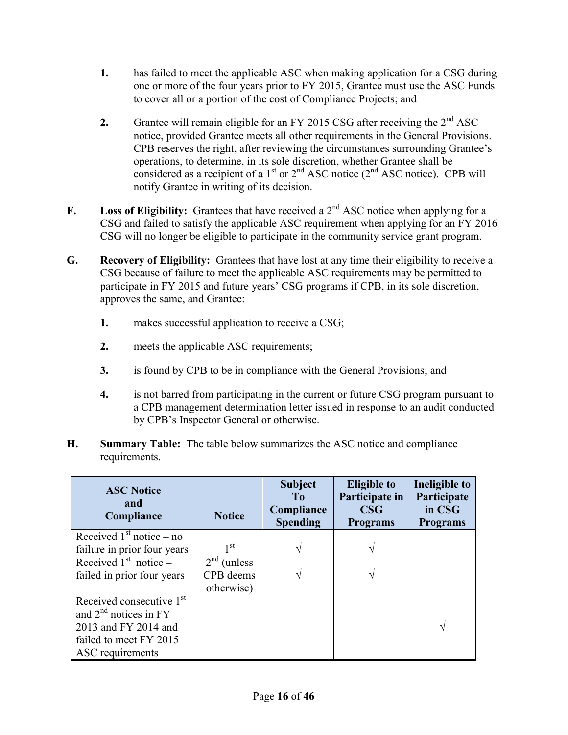1. has failed to meet the applicable ASC when making application for a CSG during one or more of the four years prior to FY 2015, Grantee must use the ASC Funds to cover all or a portion of the cost of Compliance Projects; and

2. Grantee will remain eligible for an FY 2015 CSG after receiving the 2nd ASC notice, provided Grantee meets all other requirements in the General Provisions. CPB reserves the right, after reviewing the circumstances surrounding Grantee's operations, to determine, in its sole discretion, whether Grantee shall be considered as a recipient of a 1st or 2nd ASC notice (2nd ASC notice). CPB will notify Grantee in writing of its decision.

**F. Loss of Eligibility:** Grantees that have received a 2nd ASC notice when applying for a CSG and failed to satisfy the applicable ASC requirement when applying for an FY 2016 CSG will no longer be eligible to participate in the community service grant program.

**G. Recovery of Eligibility:** Grantees that have lost at any time their eligibility to receive a CSG because of failure to meet the applicable ASC requirements may be permitted to participate in FY 2015 and future years' CSG programs if CPB, in its sole discretion, approves the same, and Grantee:

1. makes successful application to receive a CSG;

2. meets the applicable ASC requirements;

3. is found by CPB to be in compliance with the General Provisions; and

4. is not barred from participating in the current or future CSG program pursuant to a CPB management determination letter issued in response to an audit conducted by CPB's Inspector General or otherwise.

**H. Summary Table:** The table below summarizes the ASC notice and compliance requirements.

| ASC Notice and Compliance | Notice | Subject To Compliance Spending | Eligible to Participate in CSG Programs | Ineligible to Participate in CSG Programs |
|---|---|---|---|---|
| Received 1st notice – no failure in prior four years | 1st | √ | √ | |
| Received 1st notice – failed in prior four years | 2nd (unless CPB deems otherwise) | √ | √ | |
| Received consecutive 1st and 2nd notices in FY 2013 and FY 2014 and failed to meet FY 2015 ASC requirements | | | | √ |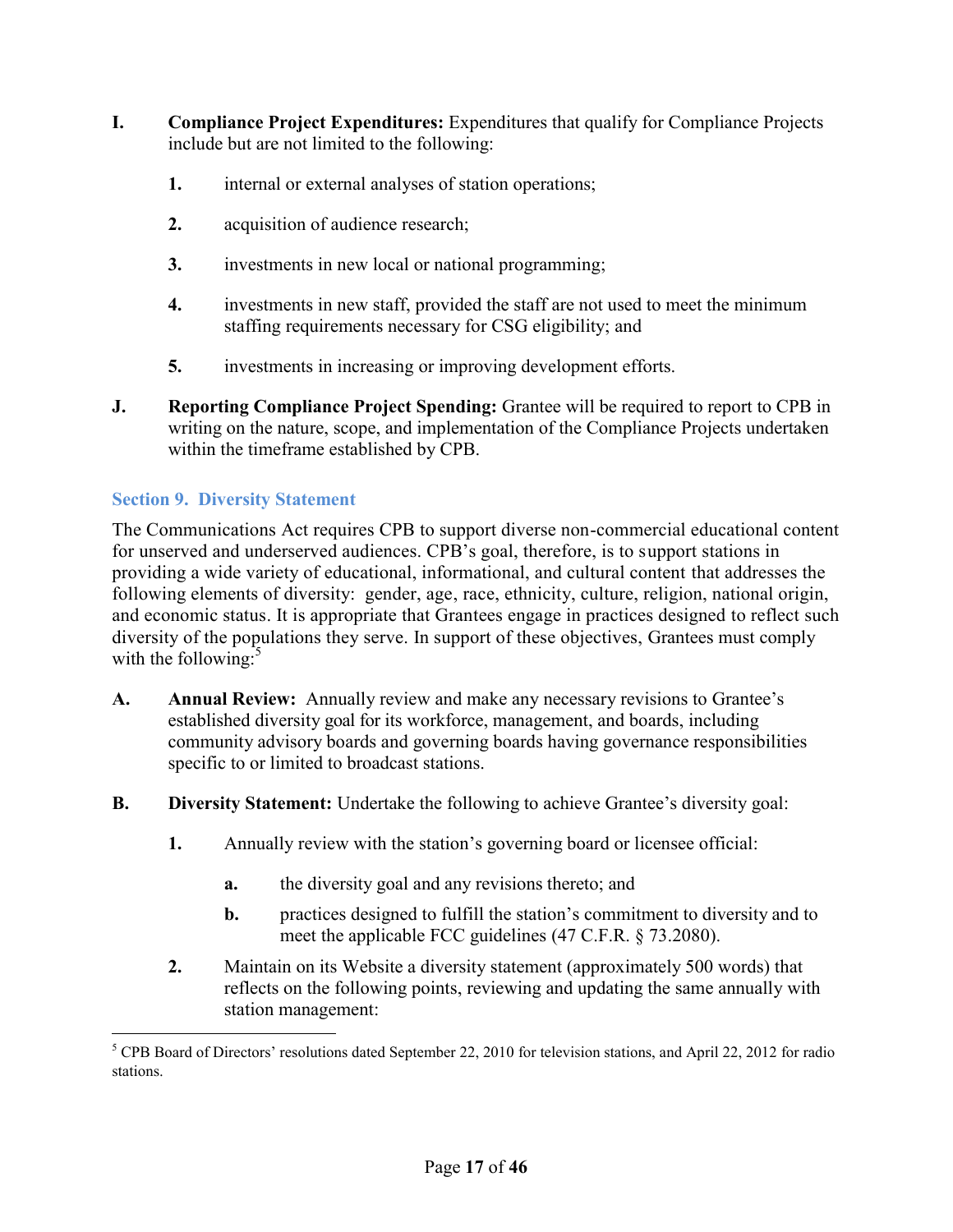**I. Compliance Project Expenditures:** Expenditures that qualify for Compliance Projects include but are not limited to the following:

1. internal or external analyses of station operations;
2. acquisition of audience research;
3. investments in new local or national programming;
4. investments in new staff, provided the staff are not used to meet the minimum staffing requirements necessary for CSG eligibility; and
5. investments in increasing or improving development efforts.

**J. Reporting Compliance Project Spending:** Grantee will be required to report to CPB in writing on the nature, scope, and implementation of the Compliance Projects undertaken within the timeframe established by CPB.

## Section 9. Diversity Statement

The Communications Act requires CPB to support diverse non-commercial educational content for unserved and underserved audiences. CPB's goal, therefore, is to support stations in providing a wide variety of educational, informational, and cultural content that addresses the following elements of diversity: gender, age, race, ethnicity, culture, religion, national origin, and economic status. It is appropriate that Grantees engage in practices designed to reflect such diversity of the populations they serve. In support of these objectives, Grantees must comply with the following:[5]

**A. Annual Review:** Annually review and make any necessary revisions to Grantee's established diversity goal for its workforce, management, and boards, including community advisory boards and governing boards having governance responsibilities specific to or limited to broadcast stations.

**B. Diversity Statement:** Undertake the following to achieve Grantee's diversity goal:

1. Annually review with the station's governing board or licensee official:
   - **a.** the diversity goal and any revisions thereto; and
   - **b.** practices designed to fulfill the station's commitment to diversity and to meet the applicable FCC guidelines (47 C.F.R. § 73.2080).
2. Maintain on its Website a diversity statement (approximately 500 words) that reflects on the following points, reviewing and updating the same annually with station management:

[5] CPB Board of Directors' resolutions dated September 22, 2010 for television stations, and April 22, 2012 for radio stations.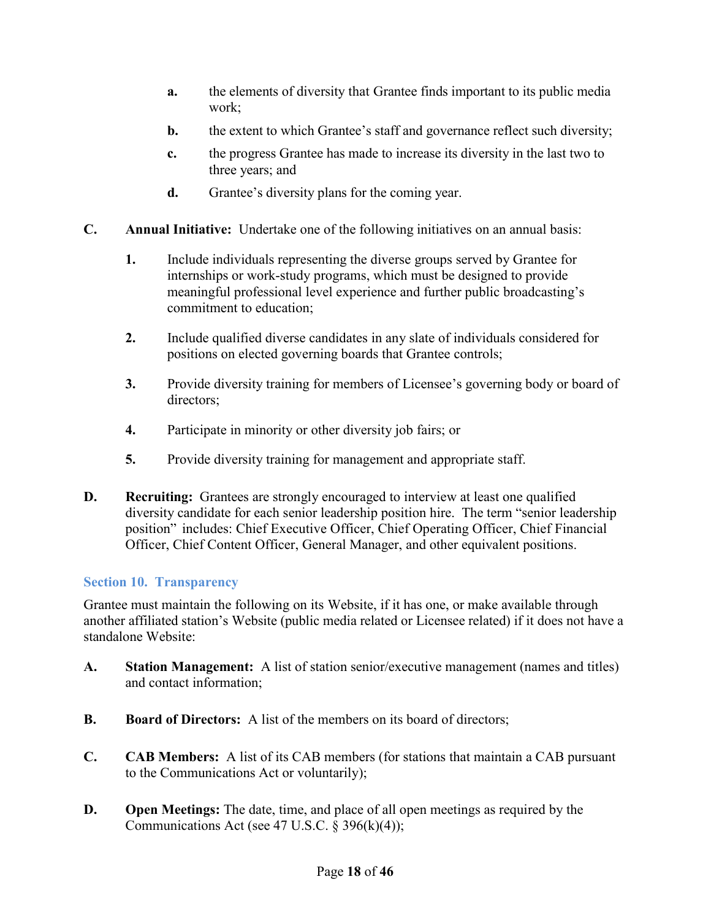**a.** the elements of diversity that Grantee finds important to its public media work;

**b.** the extent to which Grantee's staff and governance reflect such diversity;

**c.** the progress Grantee has made to increase its diversity in the last two to three years; and

**d.** Grantee's diversity plans for the coming year.

**C. Annual Initiative:** Undertake one of the following initiatives on an annual basis:

**1.** Include individuals representing the diverse groups served by Grantee for internships or work-study programs, which must be designed to provide meaningful professional level experience and further public broadcasting's commitment to education;

**2.** Include qualified diverse candidates in any slate of individuals considered for positions on elected governing boards that Grantee controls;

**3.** Provide diversity training for members of Licensee's governing body or board of directors;

**4.** Participate in minority or other diversity job fairs; or

**5.** Provide diversity training for management and appropriate staff.

**D. Recruiting:** Grantees are strongly encouraged to interview at least one qualified diversity candidate for each senior leadership position hire. The term "senior leadership position" includes: Chief Executive Officer, Chief Operating Officer, Chief Financial Officer, Chief Content Officer, General Manager, and other equivalent positions.

## Section 10. Transparency

Grantee must maintain the following on its Website, if it has one, or make available through another affiliated station's Website (public media related or Licensee related) if it does not have a standalone Website:

**A. Station Management:** A list of station senior/executive management (names and titles) and contact information;

**B. Board of Directors:** A list of the members on its board of directors;

**C. CAB Members:** A list of its CAB members (for stations that maintain a CAB pursuant to the Communications Act or voluntarily);

**D. Open Meetings:** The date, time, and place of all open meetings as required by the Communications Act (see 47 U.S.C. § 396(k)(4));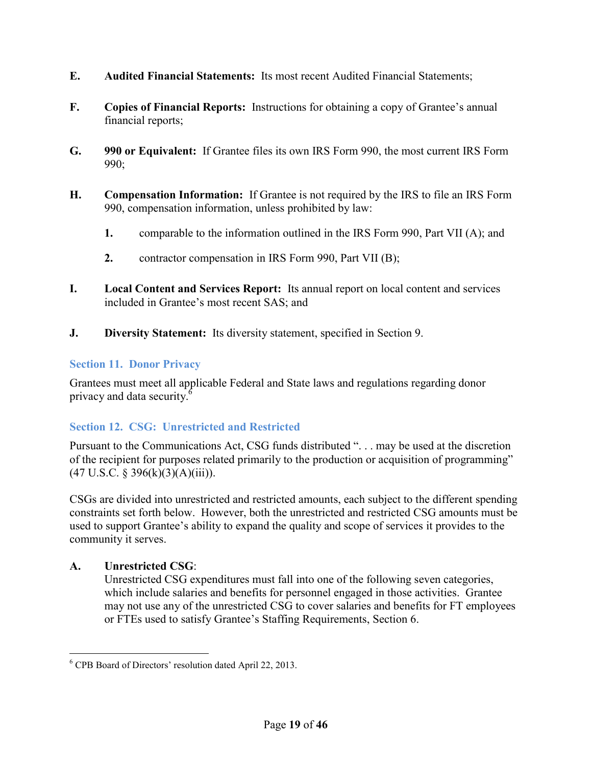**E.** **Audited Financial Statements:** Its most recent Audited Financial Statements;

**F.** **Copies of Financial Reports:** Instructions for obtaining a copy of Grantee's annual financial reports;

**G.** **990 or Equivalent:** If Grantee files its own IRS Form 990, the most current IRS Form 990;

**H.** **Compensation Information:** If Grantee is not required by the IRS to file an IRS Form 990, compensation information, unless prohibited by law:

> **1.** comparable to the information outlined in the IRS Form 990, Part VII (A); and
>
> **2.** contractor compensation in IRS Form 990, Part VII (B);

**I.** **Local Content and Services Report:** Its annual report on local content and services included in Grantee's most recent SAS; and

**J.** **Diversity Statement:** Its diversity statement, specified in Section 9.

### Section 11. Donor Privacy

Grantees must meet all applicable Federal and State laws and regulations regarding donor privacy and data security.[6]

### Section 12. CSG: Unrestricted and Restricted

Pursuant to the Communications Act, CSG funds distributed ". . . may be used at the discretion of the recipient for purposes related primarily to the production or acquisition of programming" (47 U.S.C. § 396(k)(3)(A)(iii)).

CSGs are divided into unrestricted and restricted amounts, each subject to the different spending constraints set forth below. However, both the unrestricted and restricted CSG amounts must be used to support Grantee's ability to expand the quality and scope of services it provides to the community it serves.

**A.** **Unrestricted CSG**:
Unrestricted CSG expenditures must fall into one of the following seven categories, which include salaries and benefits for personnel engaged in those activities. Grantee may not use any of the unrestricted CSG to cover salaries and benefits for FT employees or FTEs used to satisfy Grantee's Staffing Requirements, Section 6.

---

[6] CPB Board of Directors' resolution dated April 22, 2013.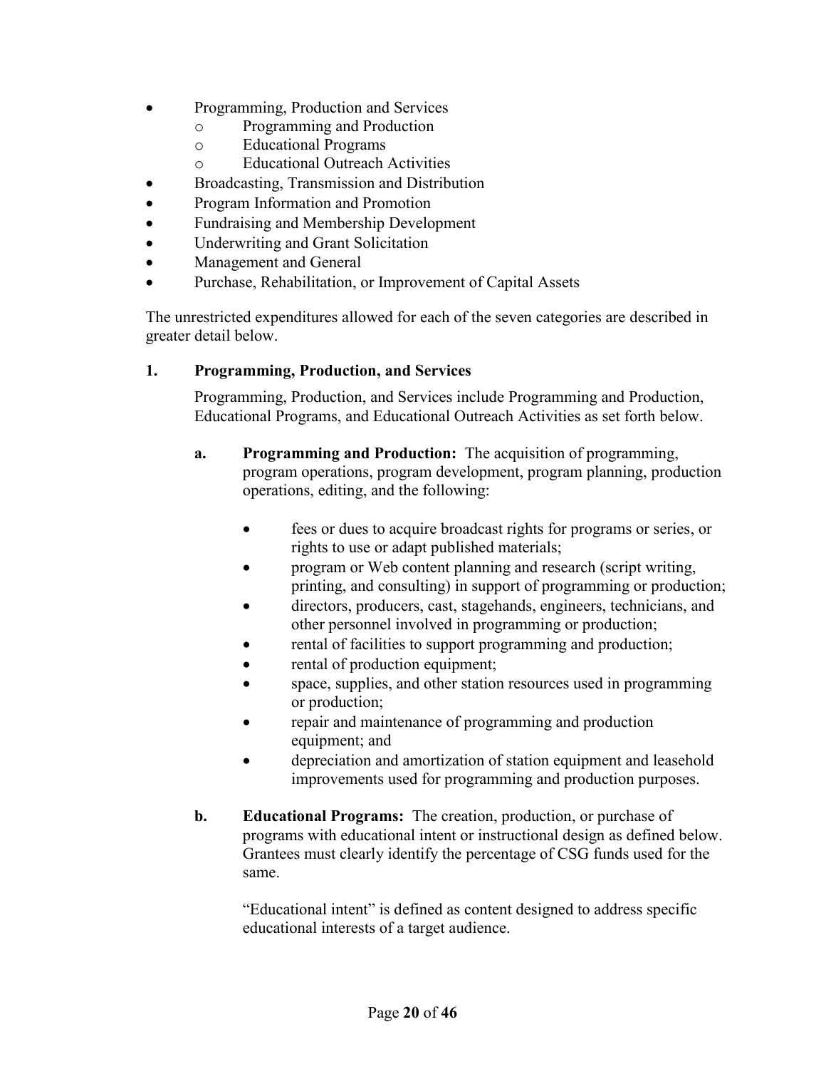- Programming, Production and Services
  - Programming and Production
  - Educational Programs
  - Educational Outreach Activities
- Broadcasting, Transmission and Distribution
- Program Information and Promotion
- Fundraising and Membership Development
- Underwriting and Grant Solicitation
- Management and General
- Purchase, Rehabilitation, or Improvement of Capital Assets

The unrestricted expenditures allowed for each of the seven categories are described in greater detail below.

### 1. Programming, Production, and Services

Programming, Production, and Services include Programming and Production, Educational Programs, and Educational Outreach Activities as set forth below.

**a. Programming and Production:** The acquisition of programming, program operations, program development, program planning, production operations, editing, and the following:

- fees or dues to acquire broadcast rights for programs or series, or rights to use or adapt published materials;
- program or Web content planning and research (script writing, printing, and consulting) in support of programming or production;
- directors, producers, cast, stagehands, engineers, technicians, and other personnel involved in programming or production;
- rental of facilities to support programming and production;
- rental of production equipment;
- space, supplies, and other station resources used in programming or production;
- repair and maintenance of programming and production equipment; and
- depreciation and amortization of station equipment and leasehold improvements used for programming and production purposes.

**b. Educational Programs:** The creation, production, or purchase of programs with educational intent or instructional design as defined below. Grantees must clearly identify the percentage of CSG funds used for the same.

"Educational intent" is defined as content designed to address specific educational interests of a target audience.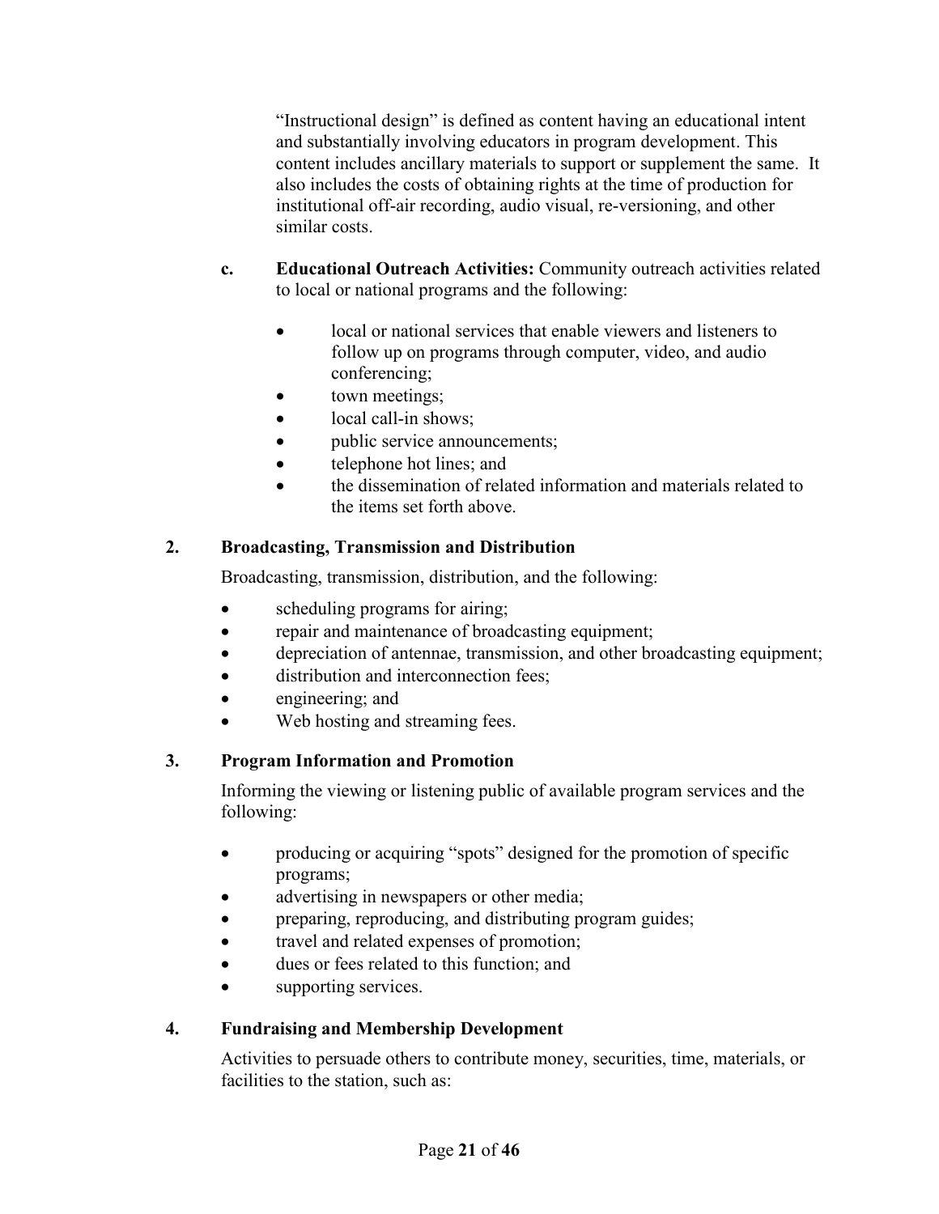"Instructional design" is defined as content having an educational intent and substantially involving educators in program development. This content includes ancillary materials to support or supplement the same. It also includes the costs of obtaining rights at the time of production for institutional off-air recording, audio visual, re-versioning, and other similar costs.

**c. Educational Outreach Activities:** Community outreach activities related to local or national programs and the following:

- local or national services that enable viewers and listeners to follow up on programs through computer, video, and audio conferencing;
- town meetings;
- local call-in shows;
- public service announcements;
- telephone hot lines; and
- the dissemination of related information and materials related to the items set forth above.

### 2. Broadcasting, Transmission and Distribution

Broadcasting, transmission, distribution, and the following:

- scheduling programs for airing;
- repair and maintenance of broadcasting equipment;
- depreciation of antennae, transmission, and other broadcasting equipment;
- distribution and interconnection fees;
- engineering; and
- Web hosting and streaming fees.

### 3. Program Information and Promotion

Informing the viewing or listening public of available program services and the following:

- producing or acquiring "spots" designed for the promotion of specific programs;
- advertising in newspapers or other media;
- preparing, reproducing, and distributing program guides;
- travel and related expenses of promotion;
- dues or fees related to this function; and
- supporting services.

### 4. Fundraising and Membership Development

Activities to persuade others to contribute money, securities, time, materials, or facilities to the station, such as: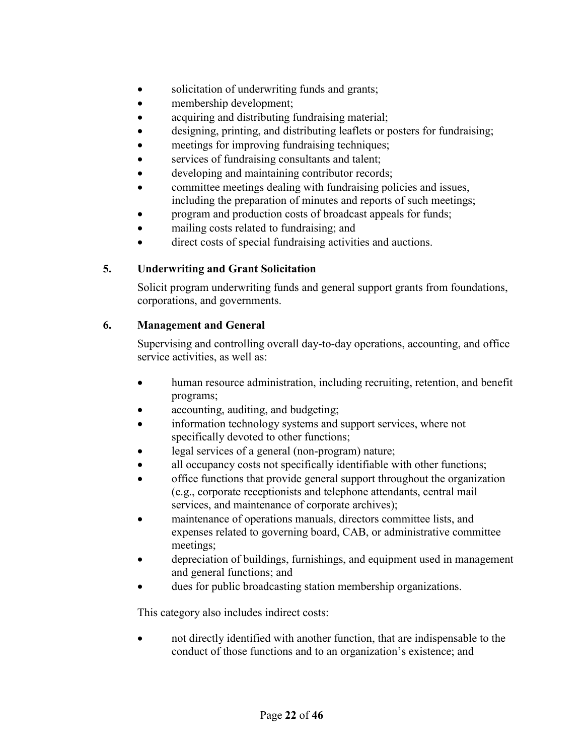- solicitation of underwriting funds and grants;
- membership development;
- acquiring and distributing fundraising material;
- designing, printing, and distributing leaflets or posters for fundraising;
- meetings for improving fundraising techniques;
- services of fundraising consultants and talent;
- developing and maintaining contributor records;
- committee meetings dealing with fundraising policies and issues, including the preparation of minutes and reports of such meetings;
- program and production costs of broadcast appeals for funds;
- mailing costs related to fundraising; and
- direct costs of special fundraising activities and auctions.

### 5. Underwriting and Grant Solicitation

Solicit program underwriting funds and general support grants from foundations, corporations, and governments.

### 6. Management and General

Supervising and controlling overall day-to-day operations, accounting, and office service activities, as well as:

- human resource administration, including recruiting, retention, and benefit programs;
- accounting, auditing, and budgeting;
- information technology systems and support services, where not specifically devoted to other functions;
- legal services of a general (non-program) nature;
- all occupancy costs not specifically identifiable with other functions;
- office functions that provide general support throughout the organization (e.g., corporate receptionists and telephone attendants, central mail services, and maintenance of corporate archives);
- maintenance of operations manuals, directors committee lists, and expenses related to governing board, CAB, or administrative committee meetings;
- depreciation of buildings, furnishings, and equipment used in management and general functions; and
- dues for public broadcasting station membership organizations.

This category also includes indirect costs:

- not directly identified with another function, that are indispensable to the conduct of those functions and to an organization's existence; and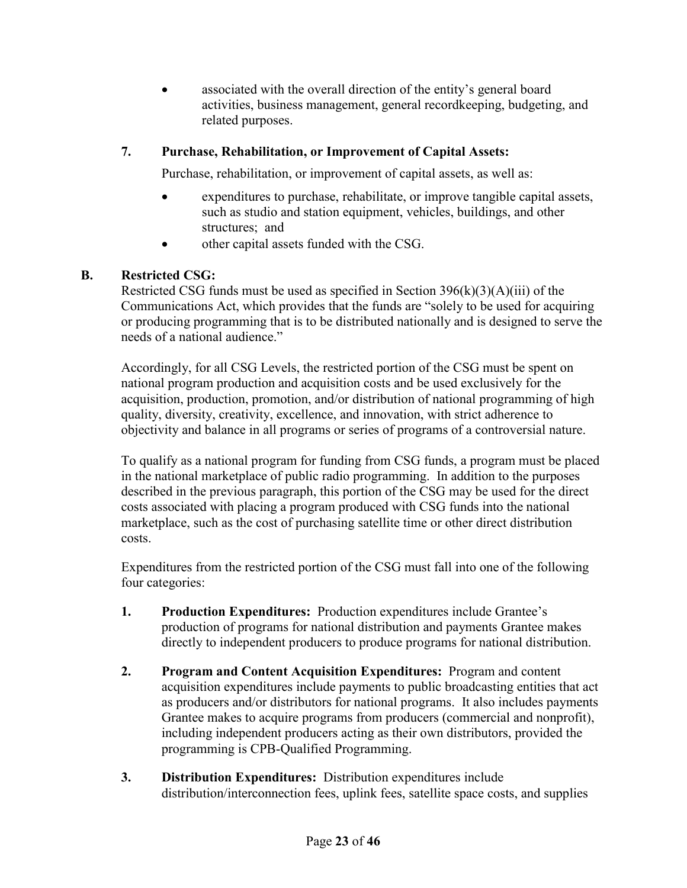- associated with the overall direction of the entity's general board activities, business management, general recordkeeping, budgeting, and related purposes.

### 7. Purchase, Rehabilitation, or Improvement of Capital Assets:

Purchase, rehabilitation, or improvement of capital assets, as well as:

- expenditures to purchase, rehabilitate, or improve tangible capital assets, such as studio and station equipment, vehicles, buildings, and other structures; and
- other capital assets funded with the CSG.

## B. Restricted CSG:

Restricted CSG funds must be used as specified in Section 396(k)(3)(A)(iii) of the Communications Act, which provides that the funds are "solely to be used for acquiring or producing programming that is to be distributed nationally and is designed to serve the needs of a national audience."

Accordingly, for all CSG Levels, the restricted portion of the CSG must be spent on national program production and acquisition costs and be used exclusively for the acquisition, production, promotion, and/or distribution of national programming of high quality, diversity, creativity, excellence, and innovation, with strict adherence to objectivity and balance in all programs or series of programs of a controversial nature.

To qualify as a national program for funding from CSG funds, a program must be placed in the national marketplace of public radio programming. In addition to the purposes described in the previous paragraph, this portion of the CSG may be used for the direct costs associated with placing a program produced with CSG funds into the national marketplace, such as the cost of purchasing satellite time or other direct distribution costs.

Expenditures from the restricted portion of the CSG must fall into one of the following four categories:

1. **Production Expenditures:** Production expenditures include Grantee's production of programs for national distribution and payments Grantee makes directly to independent producers to produce programs for national distribution.

2. **Program and Content Acquisition Expenditures:** Program and content acquisition expenditures include payments to public broadcasting entities that act as producers and/or distributors for national programs. It also includes payments Grantee makes to acquire programs from producers (commercial and nonprofit), including independent producers acting as their own distributors, provided the programming is CPB-Qualified Programming.

3. **Distribution Expenditures:** Distribution expenditures include distribution/interconnection fees, uplink fees, satellite space costs, and supplies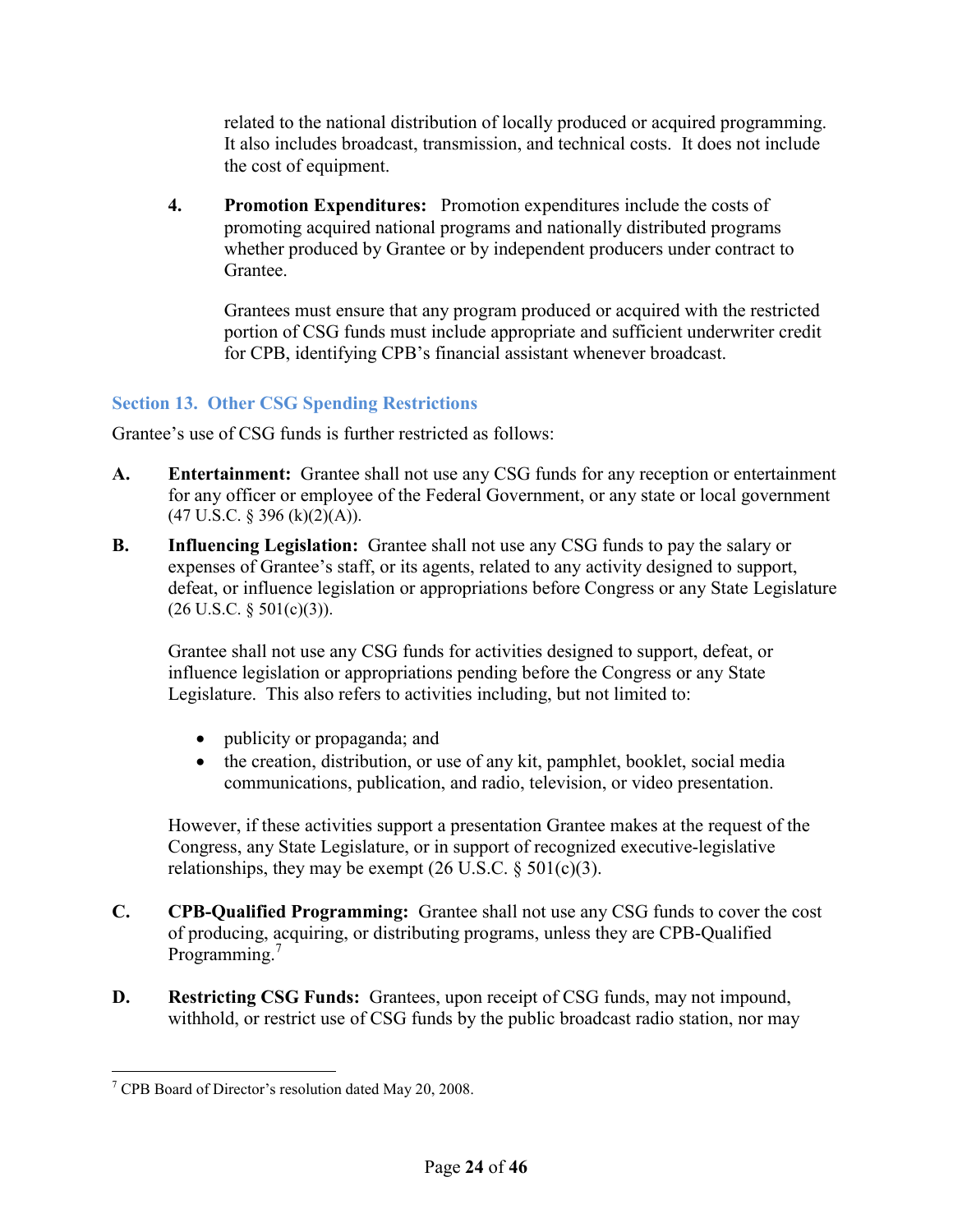related to the national distribution of locally produced or acquired programming. It also includes broadcast, transmission, and technical costs. It does not include the cost of equipment.

4. **Promotion Expenditures:** Promotion expenditures include the costs of promoting acquired national programs and nationally distributed programs whether produced by Grantee or by independent producers under contract to Grantee.

   Grantees must ensure that any program produced or acquired with the restricted portion of CSG funds must include appropriate and sufficient underwriter credit for CPB, identifying CPB's financial assistant whenever broadcast.

## Section 13. Other CSG Spending Restrictions

Grantee's use of CSG funds is further restricted as follows:

A. **Entertainment:** Grantee shall not use any CSG funds for any reception or entertainment for any officer or employee of the Federal Government, or any state or local government (47 U.S.C. § 396 (k)(2)(A)).

B. **Influencing Legislation:** Grantee shall not use any CSG funds to pay the salary or expenses of Grantee's staff, or its agents, related to any activity designed to support, defeat, or influence legislation or appropriations before Congress or any State Legislature (26 U.S.C. § 501(c)(3)).

   Grantee shall not use any CSG funds for activities designed to support, defeat, or influence legislation or appropriations pending before the Congress or any State Legislature. This also refers to activities including, but not limited to:

   - publicity or propaganda; and
   - the creation, distribution, or use of any kit, pamphlet, booklet, social media communications, publication, and radio, television, or video presentation.

   However, if these activities support a presentation Grantee makes at the request of the Congress, any State Legislature, or in support of recognized executive-legislative relationships, they may be exempt (26 U.S.C. § 501(c)(3).

C. **CPB-Qualified Programming:** Grantee shall not use any CSG funds to cover the cost of producing, acquiring, or distributing programs, unless they are CPB-Qualified Programming.[7]

D. **Restricting CSG Funds:** Grantees, upon receipt of CSG funds, may not impound, withhold, or restrict use of CSG funds by the public broadcast radio station, nor may

[7] CPB Board of Director's resolution dated May 20, 2008.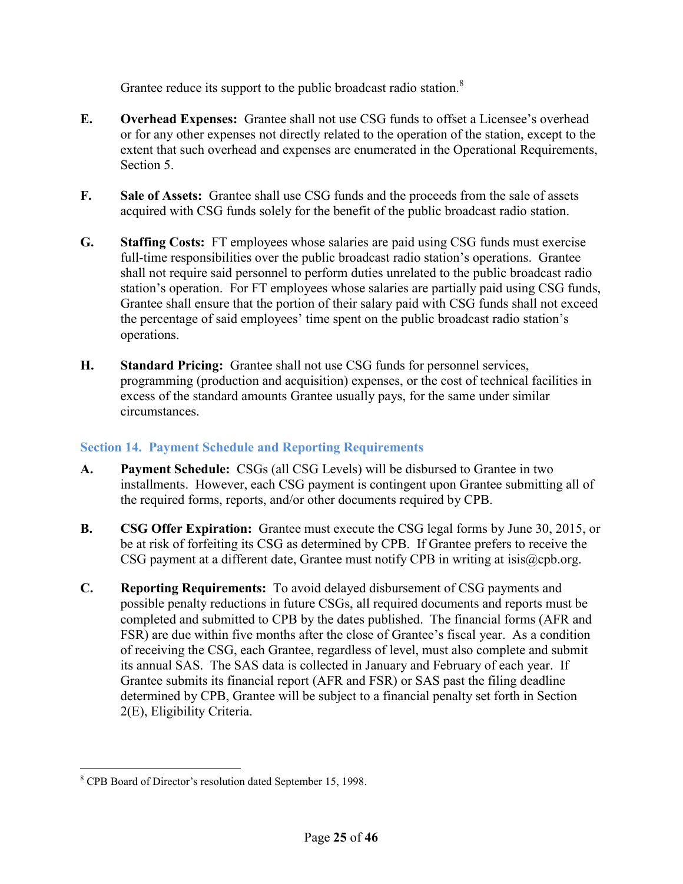Grantee reduce its support to the public broadcast radio station.[8]

**E.** **Overhead Expenses:** Grantee shall not use CSG funds to offset a Licensee's overhead or for any other expenses not directly related to the operation of the station, except to the extent that such overhead and expenses are enumerated in the Operational Requirements, Section 5.

**F.** **Sale of Assets:** Grantee shall use CSG funds and the proceeds from the sale of assets acquired with CSG funds solely for the benefit of the public broadcast radio station.

**G.** **Staffing Costs:** FT employees whose salaries are paid using CSG funds must exercise full-time responsibilities over the public broadcast radio station's operations. Grantee shall not require said personnel to perform duties unrelated to the public broadcast radio station's operation. For FT employees whose salaries are partially paid using CSG funds, Grantee shall ensure that the portion of their salary paid with CSG funds shall not exceed the percentage of said employees' time spent on the public broadcast radio station's operations.

**H.** **Standard Pricing:** Grantee shall not use CSG funds for personnel services, programming (production and acquisition) expenses, or the cost of technical facilities in excess of the standard amounts Grantee usually pays, for the same under similar circumstances.

## Section 14. Payment Schedule and Reporting Requirements

**A.** **Payment Schedule:** CSGs (all CSG Levels) will be disbursed to Grantee in two installments. However, each CSG payment is contingent upon Grantee submitting all of the required forms, reports, and/or other documents required by CPB.

**B.** **CSG Offer Expiration:** Grantee must execute the CSG legal forms by June 30, 2015, or be at risk of forfeiting its CSG as determined by CPB. If Grantee prefers to receive the CSG payment at a different date, Grantee must notify CPB in writing at isis@cpb.org.

**C.** **Reporting Requirements:** To avoid delayed disbursement of CSG payments and possible penalty reductions in future CSGs, all required documents and reports must be completed and submitted to CPB by the dates published. The financial forms (AFR and FSR) are due within five months after the close of Grantee's fiscal year. As a condition of receiving the CSG, each Grantee, regardless of level, must also complete and submit its annual SAS. The SAS data is collected in January and February of each year. If Grantee submits its financial report (AFR and FSR) or SAS past the filing deadline determined by CPB, Grantee will be subject to a financial penalty set forth in Section 2(E), Eligibility Criteria.

---

[8] CPB Board of Director's resolution dated September 15, 1998.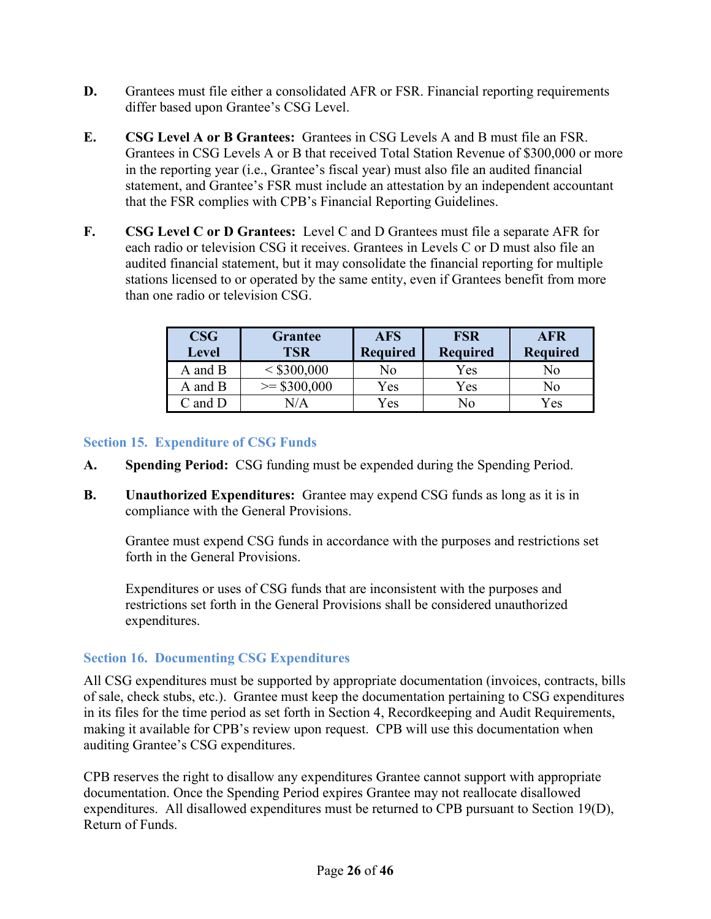**D.** Grantees must file either a consolidated AFR or FSR. Financial reporting requirements differ based upon Grantee's CSG Level.

**E.** **CSG Level A or B Grantees:** Grantees in CSG Levels A and B must file an FSR. Grantees in CSG Levels A or B that received Total Station Revenue of $300,000 or more in the reporting year (i.e., Grantee's fiscal year) must also file an audited financial statement, and Grantee's FSR must include an attestation by an independent accountant that the FSR complies with CPB's Financial Reporting Guidelines.

**F.** **CSG Level C or D Grantees:** Level C and D Grantees must file a separate AFR for each radio or television CSG it receives. Grantees in Levels C or D must also file an audited financial statement, but it may consolidate the financial reporting for multiple stations licensed to or operated by the same entity, even if Grantees benefit from more than one radio or television CSG.

| CSG Level | Grantee TSR | AFS Required | FSR Required | AFR Required |
|---|---|---|---|---|
| A and B | < $300,000 | No | Yes | No |
| A and B | >= $300,000 | Yes | Yes | No |
| C and D | N/A | Yes | No | Yes |

## Section 15. Expenditure of CSG Funds

**A.** **Spending Period:** CSG funding must be expended during the Spending Period.

**B.** **Unauthorized Expenditures:** Grantee may expend CSG funds as long as it is in compliance with the General Provisions.

Grantee must expend CSG funds in accordance with the purposes and restrictions set forth in the General Provisions.

Expenditures or uses of CSG funds that are inconsistent with the purposes and restrictions set forth in the General Provisions shall be considered unauthorized expenditures.

## Section 16. Documenting CSG Expenditures

All CSG expenditures must be supported by appropriate documentation (invoices, contracts, bills of sale, check stubs, etc.). Grantee must keep the documentation pertaining to CSG expenditures in its files for the time period as set forth in Section 4, Recordkeeping and Audit Requirements, making it available for CPB's review upon request. CPB will use this documentation when auditing Grantee's CSG expenditures.

CPB reserves the right to disallow any expenditures Grantee cannot support with appropriate documentation. Once the Spending Period expires Grantee may not reallocate disallowed expenditures. All disallowed expenditures must be returned to CPB pursuant to Section 19(D), Return of Funds.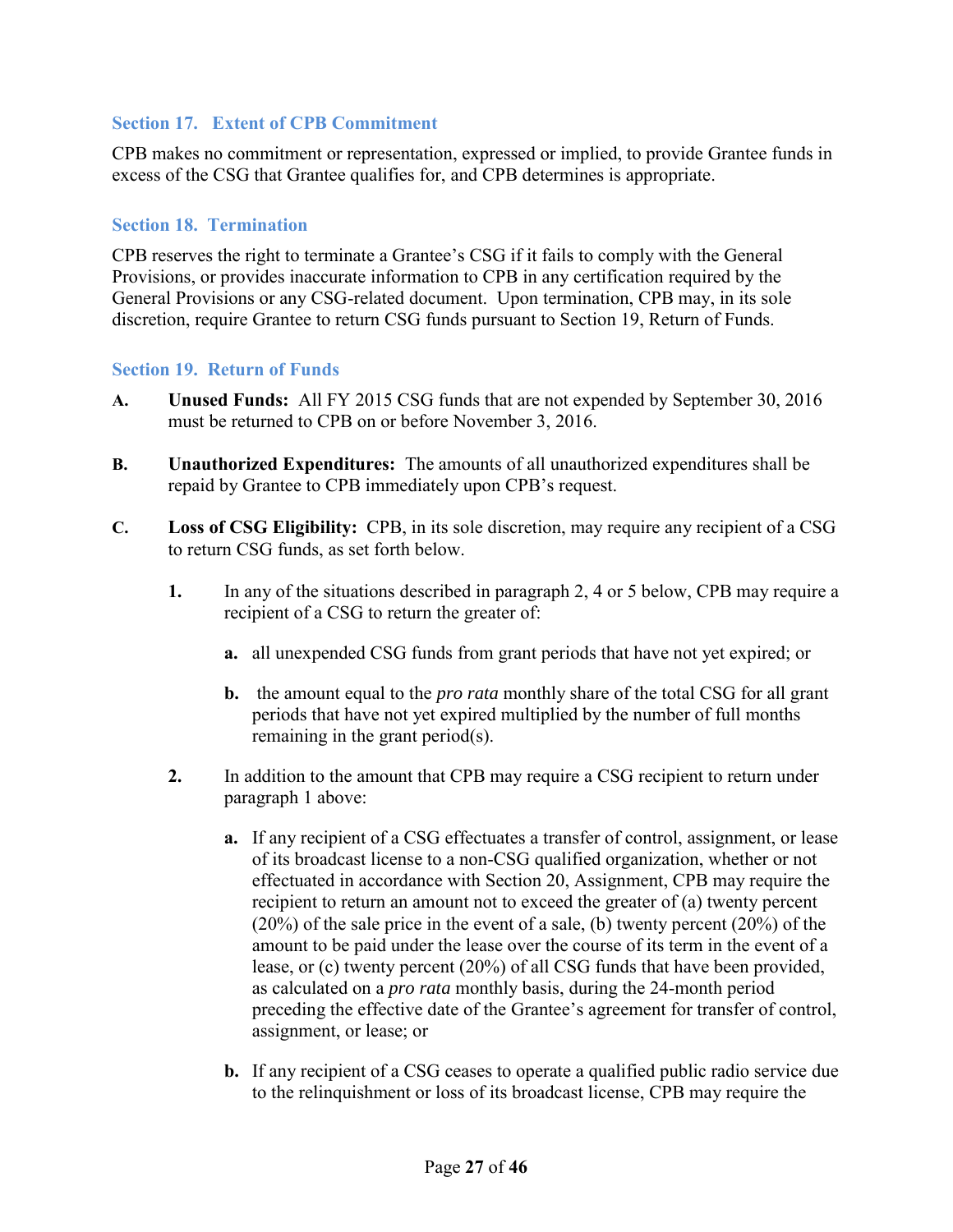### Section 17. Extent of CPB Commitment

CPB makes no commitment or representation, expressed or implied, to provide Grantee funds in excess of the CSG that Grantee qualifies for, and CPB determines is appropriate.

### Section 18. Termination

CPB reserves the right to terminate a Grantee's CSG if it fails to comply with the General Provisions, or provides inaccurate information to CPB in any certification required by the General Provisions or any CSG-related document. Upon termination, CPB may, in its sole discretion, require Grantee to return CSG funds pursuant to Section 19, Return of Funds.

### Section 19. Return of Funds

**A.** **Unused Funds:** All FY 2015 CSG funds that are not expended by September 30, 2016 must be returned to CPB on or before November 3, 2016.

**B.** **Unauthorized Expenditures:** The amounts of all unauthorized expenditures shall be repaid by Grantee to CPB immediately upon CPB's request.

**C.** **Loss of CSG Eligibility:** CPB, in its sole discretion, may require any recipient of a CSG to return CSG funds, as set forth below.

**1.** In any of the situations described in paragraph 2, 4 or 5 below, CPB may require a recipient of a CSG to return the greater of:

**a.** all unexpended CSG funds from grant periods that have not yet expired; or

**b.** the amount equal to the *pro rata* monthly share of the total CSG for all grant periods that have not yet expired multiplied by the number of full months remaining in the grant period(s).

**2.** In addition to the amount that CPB may require a CSG recipient to return under paragraph 1 above:

**a.** If any recipient of a CSG effectuates a transfer of control, assignment, or lease of its broadcast license to a non-CSG qualified organization, whether or not effectuated in accordance with Section 20, Assignment, CPB may require the recipient to return an amount not to exceed the greater of (a) twenty percent (20%) of the sale price in the event of a sale, (b) twenty percent (20%) of the amount to be paid under the lease over the course of its term in the event of a lease, or (c) twenty percent (20%) of all CSG funds that have been provided, as calculated on a *pro rata* monthly basis, during the 24-month period preceding the effective date of the Grantee's agreement for transfer of control, assignment, or lease; or

**b.** If any recipient of a CSG ceases to operate a qualified public radio service due to the relinquishment or loss of its broadcast license, CPB may require the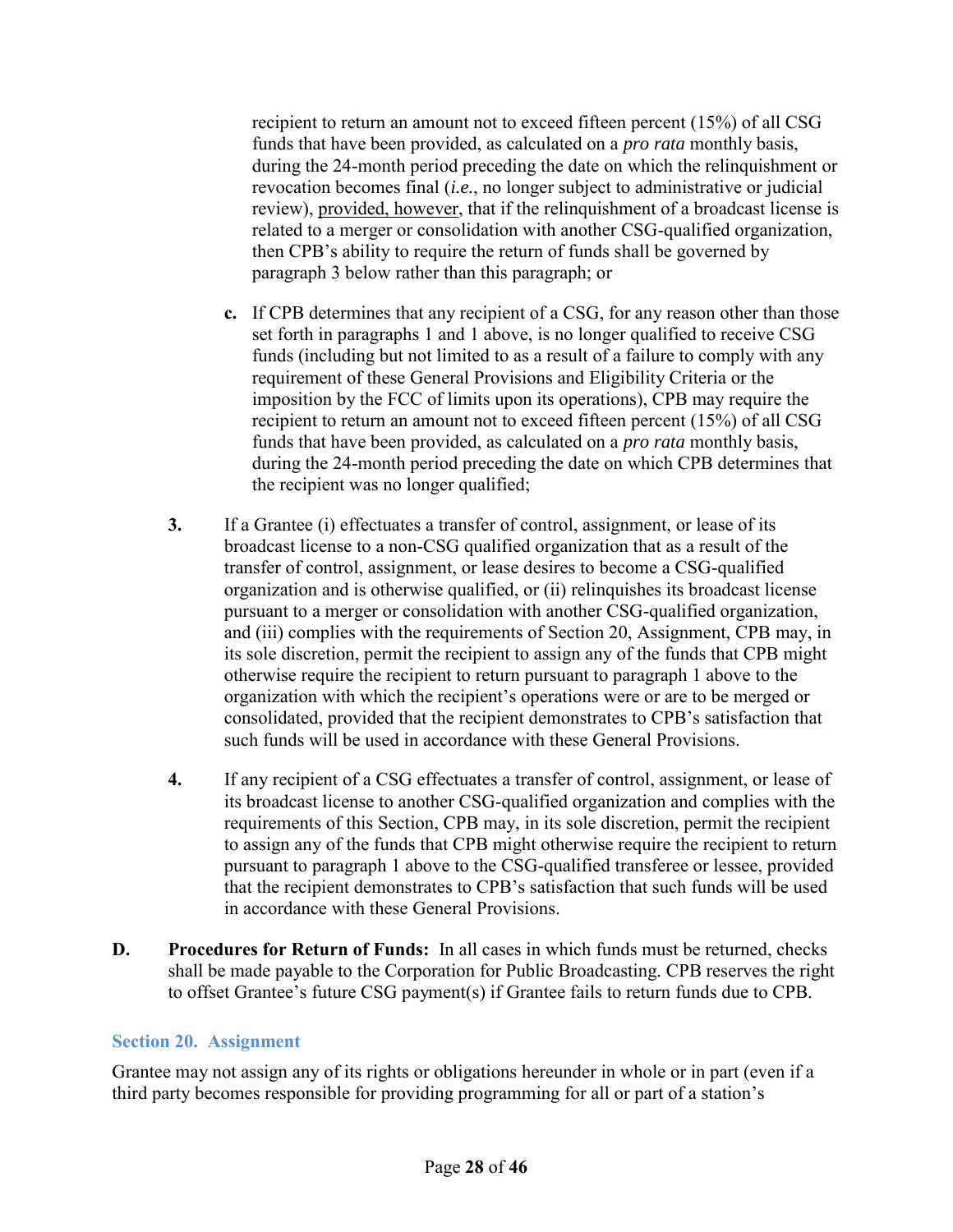recipient to return an amount not to exceed fifteen percent (15%) of all CSG funds that have been provided, as calculated on a *pro rata* monthly basis, during the 24-month period preceding the date on which the relinquishment or revocation becomes final (*i.e.*, no longer subject to administrative or judicial review), <u>provided, however</u>, that if the relinquishment of a broadcast license is related to a merger or consolidation with another CSG-qualified organization, then CPB's ability to require the return of funds shall be governed by paragraph 3 below rather than this paragraph; or

**c.** If CPB determines that any recipient of a CSG, for any reason other than those set forth in paragraphs 1 and 1 above, is no longer qualified to receive CSG funds (including but not limited to as a result of a failure to comply with any requirement of these General Provisions and Eligibility Criteria or the imposition by the FCC of limits upon its operations), CPB may require the recipient to return an amount not to exceed fifteen percent (15%) of all CSG funds that have been provided, as calculated on a *pro rata* monthly basis, during the 24-month period preceding the date on which CPB determines that the recipient was no longer qualified;

**3.** If a Grantee (i) effectuates a transfer of control, assignment, or lease of its broadcast license to a non-CSG qualified organization that as a result of the transfer of control, assignment, or lease desires to become a CSG-qualified organization and is otherwise qualified, or (ii) relinquishes its broadcast license pursuant to a merger or consolidation with another CSG-qualified organization, and (iii) complies with the requirements of Section 20, Assignment, CPB may, in its sole discretion, permit the recipient to assign any of the funds that CPB might otherwise require the recipient to return pursuant to paragraph 1 above to the organization with which the recipient's operations were or are to be merged or consolidated, provided that the recipient demonstrates to CPB's satisfaction that such funds will be used in accordance with these General Provisions.

**4.** If any recipient of a CSG effectuates a transfer of control, assignment, or lease of its broadcast license to another CSG-qualified organization and complies with the requirements of this Section, CPB may, in its sole discretion, permit the recipient to assign any of the funds that CPB might otherwise require the recipient to return pursuant to paragraph 1 above to the CSG-qualified transferee or lessee, provided that the recipient demonstrates to CPB's satisfaction that such funds will be used in accordance with these General Provisions.

**D. Procedures for Return of Funds:** In all cases in which funds must be returned, checks shall be made payable to the Corporation for Public Broadcasting. CPB reserves the right to offset Grantee's future CSG payment(s) if Grantee fails to return funds due to CPB.

## Section 20. Assignment

Grantee may not assign any of its rights or obligations hereunder in whole or in part (even if a third party becomes responsible for providing programming for all or part of a station's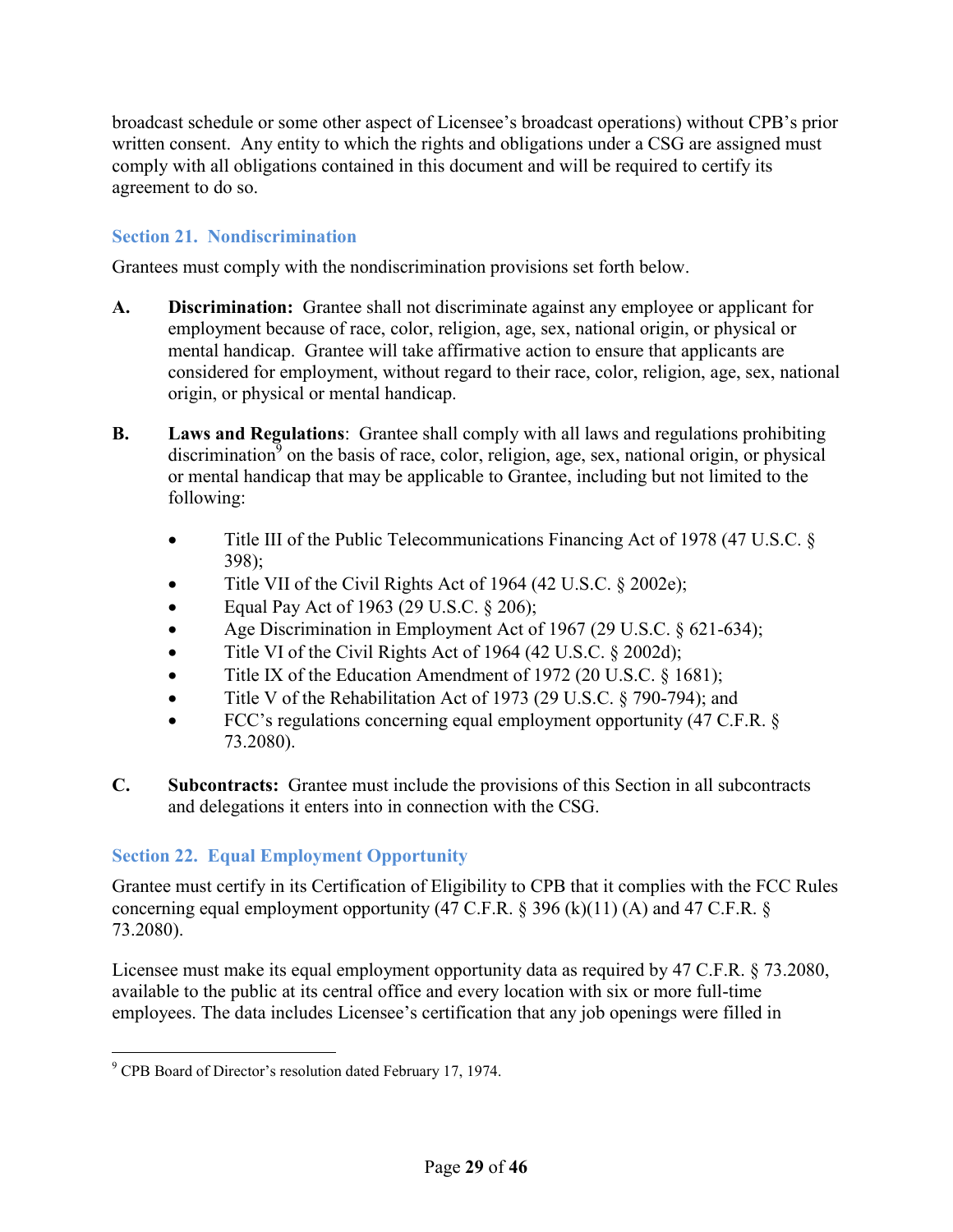broadcast schedule or some other aspect of Licensee's broadcast operations) without CPB's prior written consent. Any entity to which the rights and obligations under a CSG are assigned must comply with all obligations contained in this document and will be required to certify its agreement to do so.

### Section 21. Nondiscrimination

Grantees must comply with the nondiscrimination provisions set forth below.

**A.** **Discrimination:** Grantee shall not discriminate against any employee or applicant for employment because of race, color, religion, age, sex, national origin, or physical or mental handicap. Grantee will take affirmative action to ensure that applicants are considered for employment, without regard to their race, color, religion, age, sex, national origin, or physical or mental handicap.

**B.** **Laws and Regulations**: Grantee shall comply with all laws and regulations prohibiting discrimination[9] on the basis of race, color, religion, age, sex, national origin, or physical or mental handicap that may be applicable to Grantee, including but not limited to the following:

- Title III of the Public Telecommunications Financing Act of 1978 (47 U.S.C. § 398);
- Title VII of the Civil Rights Act of 1964 (42 U.S.C. § 2002e);
- Equal Pay Act of 1963 (29 U.S.C. § 206);
- Age Discrimination in Employment Act of 1967 (29 U.S.C. § 621-634);
- Title VI of the Civil Rights Act of 1964 (42 U.S.C. § 2002d);
- Title IX of the Education Amendment of 1972 (20 U.S.C. § 1681);
- Title V of the Rehabilitation Act of 1973 (29 U.S.C. § 790-794); and
- FCC's regulations concerning equal employment opportunity (47 C.F.R. § 73.2080).

**C.** **Subcontracts:** Grantee must include the provisions of this Section in all subcontracts and delegations it enters into in connection with the CSG.

### Section 22. Equal Employment Opportunity

Grantee must certify in its Certification of Eligibility to CPB that it complies with the FCC Rules concerning equal employment opportunity (47 C.F.R. § 396 (k)(11) (A) and 47 C.F.R. § 73.2080).

Licensee must make its equal employment opportunity data as required by 47 C.F.R. § 73.2080, available to the public at its central office and every location with six or more full-time employees. The data includes Licensee's certification that any job openings were filled in

---

[9] CPB Board of Director's resolution dated February 17, 1974.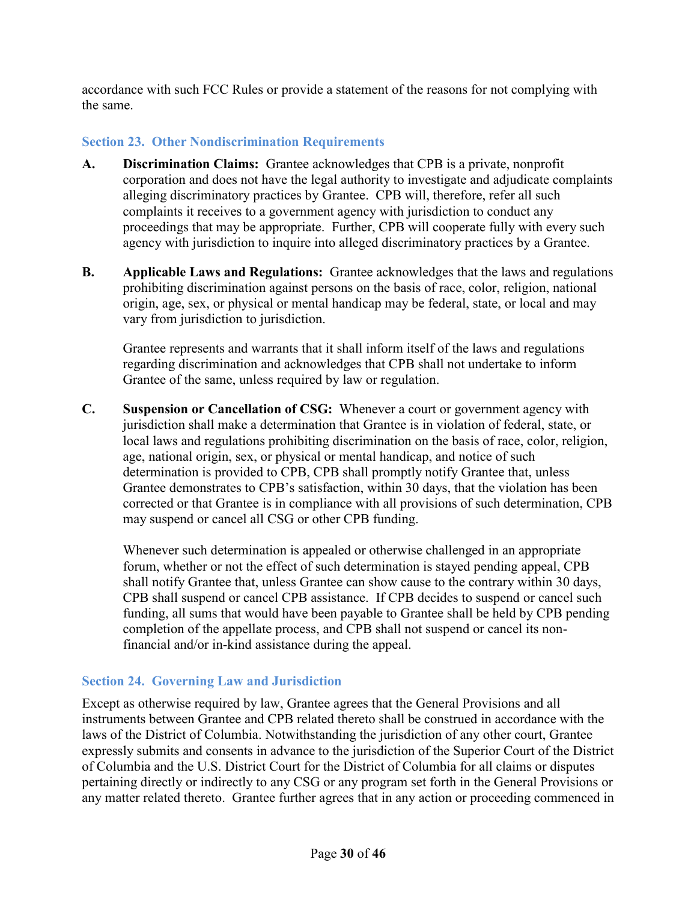accordance with such FCC Rules or provide a statement of the reasons for not complying with the same.

### Section 23. Other Nondiscrimination Requirements

**A. Discrimination Claims:** Grantee acknowledges that CPB is a private, nonprofit corporation and does not have the legal authority to investigate and adjudicate complaints alleging discriminatory practices by Grantee. CPB will, therefore, refer all such complaints it receives to a government agency with jurisdiction to conduct any proceedings that may be appropriate. Further, CPB will cooperate fully with every such agency with jurisdiction to inquire into alleged discriminatory practices by a Grantee.

**B. Applicable Laws and Regulations:** Grantee acknowledges that the laws and regulations prohibiting discrimination against persons on the basis of race, color, religion, national origin, age, sex, or physical or mental handicap may be federal, state, or local and may vary from jurisdiction to jurisdiction.

Grantee represents and warrants that it shall inform itself of the laws and regulations regarding discrimination and acknowledges that CPB shall not undertake to inform Grantee of the same, unless required by law or regulation.

**C. Suspension or Cancellation of CSG:** Whenever a court or government agency with jurisdiction shall make a determination that Grantee is in violation of federal, state, or local laws and regulations prohibiting discrimination on the basis of race, color, religion, age, national origin, sex, or physical or mental handicap, and notice of such determination is provided to CPB, CPB shall promptly notify Grantee that, unless Grantee demonstrates to CPB's satisfaction, within 30 days, that the violation has been corrected or that Grantee is in compliance with all provisions of such determination, CPB may suspend or cancel all CSG or other CPB funding.

Whenever such determination is appealed or otherwise challenged in an appropriate forum, whether or not the effect of such determination is stayed pending appeal, CPB shall notify Grantee that, unless Grantee can show cause to the contrary within 30 days, CPB shall suspend or cancel CPB assistance. If CPB decides to suspend or cancel such funding, all sums that would have been payable to Grantee shall be held by CPB pending completion of the appellate process, and CPB shall not suspend or cancel its non-financial and/or in-kind assistance during the appeal.

### Section 24. Governing Law and Jurisdiction

Except as otherwise required by law, Grantee agrees that the General Provisions and all instruments between Grantee and CPB related thereto shall be construed in accordance with the laws of the District of Columbia. Notwithstanding the jurisdiction of any other court, Grantee expressly submits and consents in advance to the jurisdiction of the Superior Court of the District of Columbia and the U.S. District Court for the District of Columbia for all claims or disputes pertaining directly or indirectly to any CSG or any program set forth in the General Provisions or any matter related thereto. Grantee further agrees that in any action or proceeding commenced in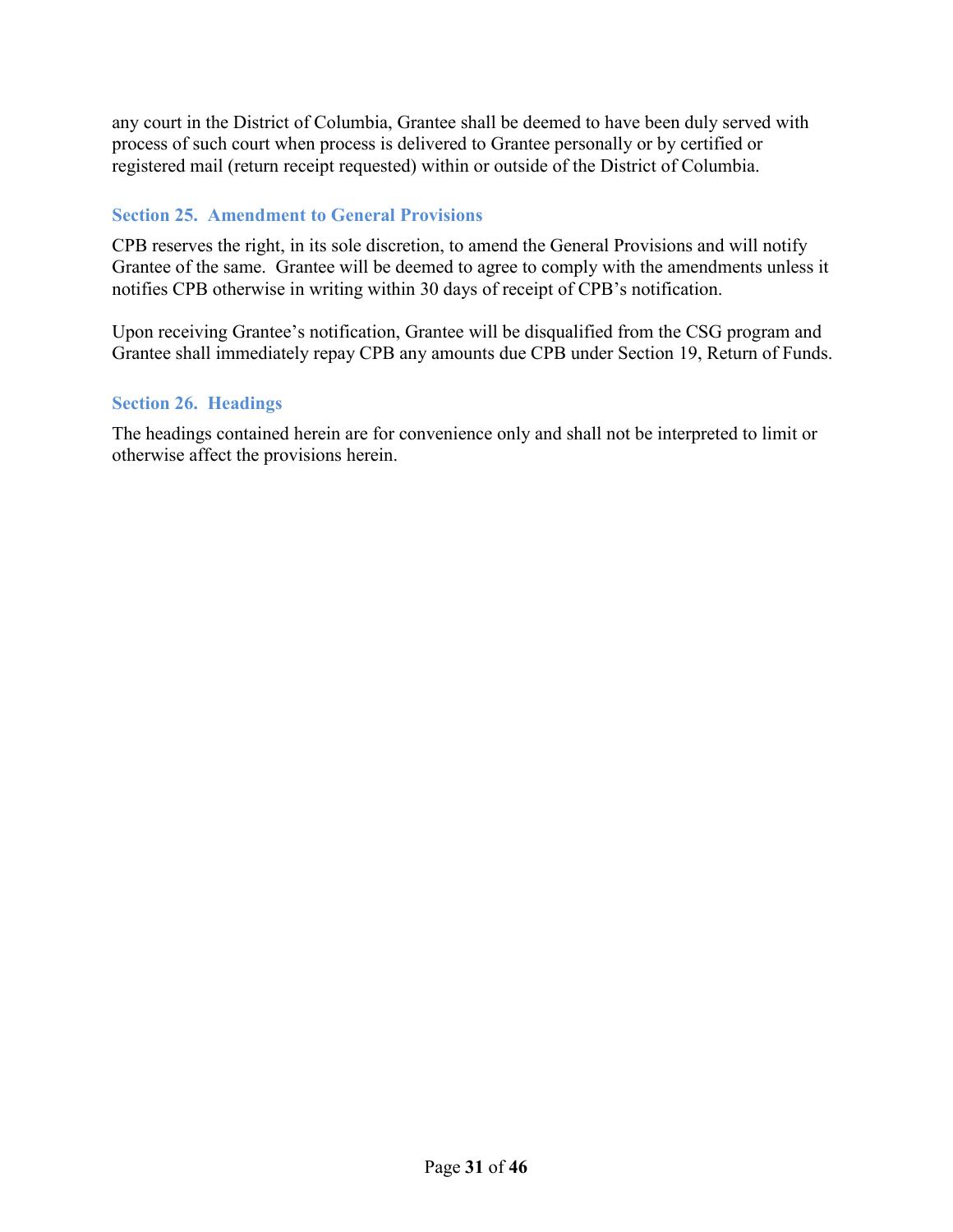any court in the District of Columbia, Grantee shall be deemed to have been duly served with process of such court when process is delivered to Grantee personally or by certified or registered mail (return receipt requested) within or outside of the District of Columbia.

### Section 25. Amendment to General Provisions

CPB reserves the right, in its sole discretion, to amend the General Provisions and will notify Grantee of the same. Grantee will be deemed to agree to comply with the amendments unless it notifies CPB otherwise in writing within 30 days of receipt of CPB's notification.

Upon receiving Grantee's notification, Grantee will be disqualified from the CSG program and Grantee shall immediately repay CPB any amounts due CPB under Section 19, Return of Funds.

### Section 26. Headings

The headings contained herein are for convenience only and shall not be interpreted to limit or otherwise affect the provisions herein.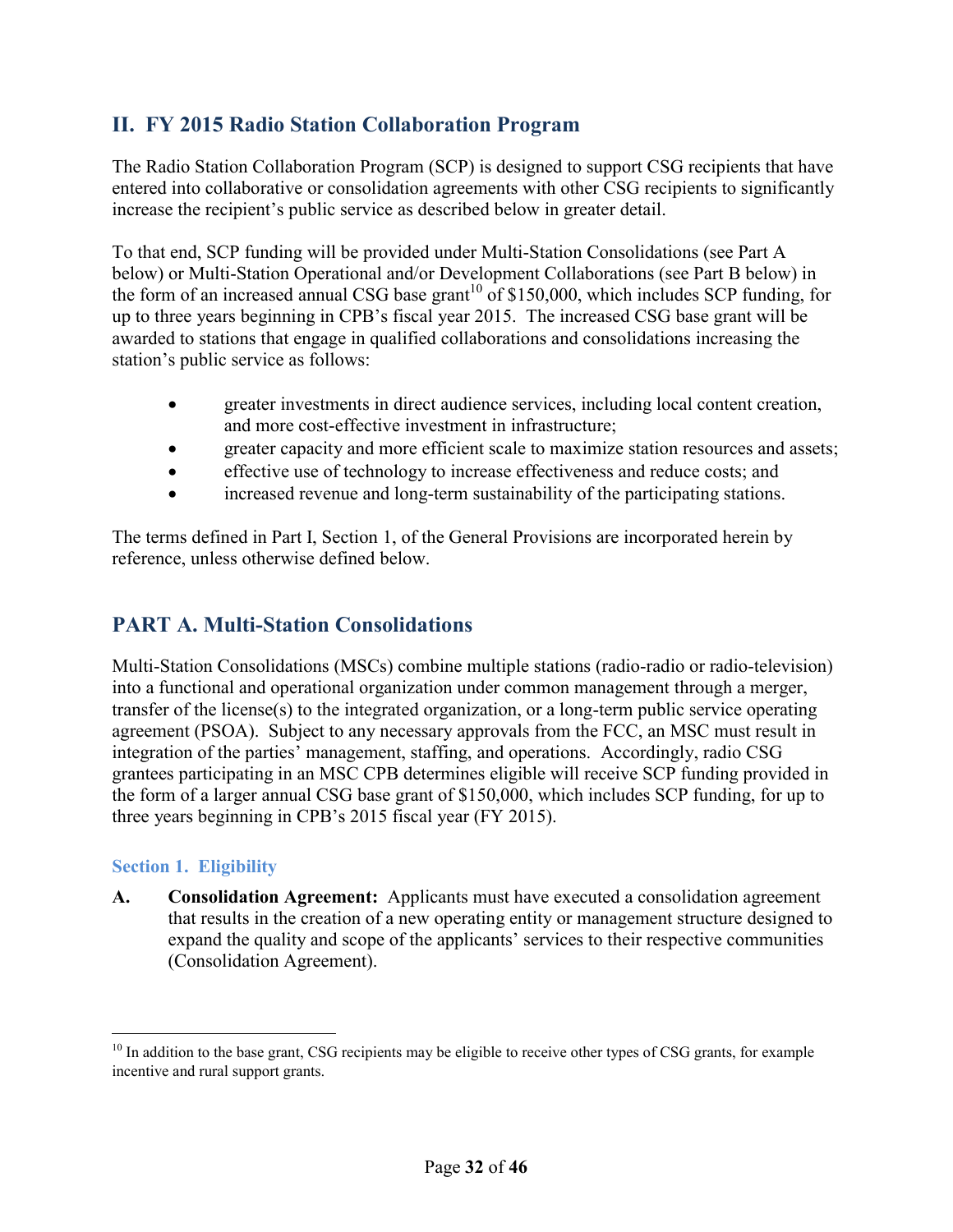## II. FY 2015 Radio Station Collaboration Program

The Radio Station Collaboration Program (SCP) is designed to support CSG recipients that have entered into collaborative or consolidation agreements with other CSG recipients to significantly increase the recipient's public service as described below in greater detail.

To that end, SCP funding will be provided under Multi-Station Consolidations (see Part A below) or Multi-Station Operational and/or Development Collaborations (see Part B below) in the form of an increased annual CSG base grant[10] of $150,000, which includes SCP funding, for up to three years beginning in CPB's fiscal year 2015. The increased CSG base grant will be awarded to stations that engage in qualified collaborations and consolidations increasing the station's public service as follows:

- greater investments in direct audience services, including local content creation, and more cost-effective investment in infrastructure;
- greater capacity and more efficient scale to maximize station resources and assets;
- effective use of technology to increase effectiveness and reduce costs; and
- increased revenue and long-term sustainability of the participating stations.

The terms defined in Part I, Section 1, of the General Provisions are incorporated herein by reference, unless otherwise defined below.

## PART A. Multi-Station Consolidations

Multi-Station Consolidations (MSCs) combine multiple stations (radio-radio or radio-television) into a functional and operational organization under common management through a merger, transfer of the license(s) to the integrated organization, or a long-term public service operating agreement (PSOA). Subject to any necessary approvals from the FCC, an MSC must result in integration of the parties' management, staffing, and operations. Accordingly, radio CSG grantees participating in an MSC CPB determines eligible will receive SCP funding provided in the form of a larger annual CSG base grant of $150,000, which includes SCP funding, for up to three years beginning in CPB's 2015 fiscal year (FY 2015).

### Section 1. Eligibility

**A. Consolidation Agreement:** Applicants must have executed a consolidation agreement that results in the creation of a new operating entity or management structure designed to expand the quality and scope of the applicants' services to their respective communities (Consolidation Agreement).

---

[10] In addition to the base grant, CSG recipients may be eligible to receive other types of CSG grants, for example incentive and rural support grants.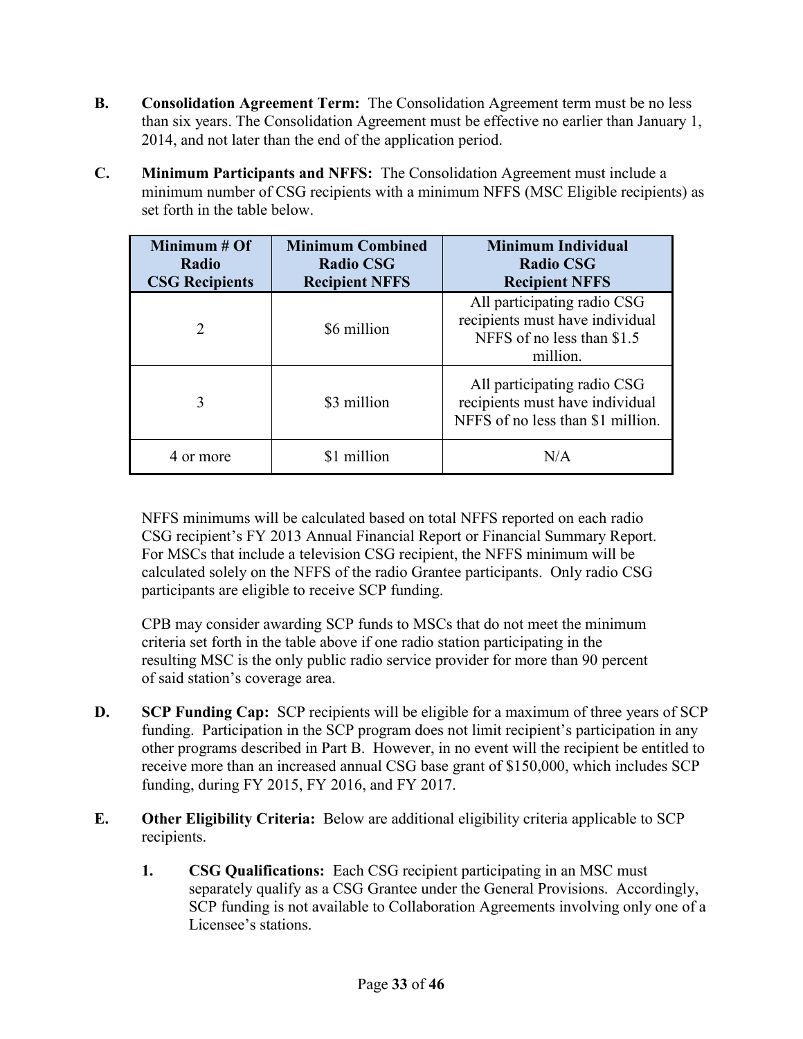**B. Consolidation Agreement Term:** The Consolidation Agreement term must be no less than six years. The Consolidation Agreement must be effective no earlier than January 1, 2014, and not later than the end of the application period.

**C. Minimum Participants and NFFS:** The Consolidation Agreement must include a minimum number of CSG recipients with a minimum NFFS (MSC Eligible recipients) as set forth in the table below.

| Minimum # Of Radio CSG Recipients | Minimum Combined Radio CSG Recipient NFFS | Minimum Individual Radio CSG Recipient NFFS |
|---|---|---|
| 2 | $6 million | All participating radio CSG recipients must have individual NFFS of no less than $1.5 million. |
| 3 | $3 million | All participating radio CSG recipients must have individual NFFS of no less than $1 million. |
| 4 or more | $1 million | N/A |

NFFS minimums will be calculated based on total NFFS reported on each radio CSG recipient's FY 2013 Annual Financial Report or Financial Summary Report. For MSCs that include a television CSG recipient, the NFFS minimum will be calculated solely on the NFFS of the radio Grantee participants. Only radio CSG participants are eligible to receive SCP funding.

CPB may consider awarding SCP funds to MSCs that do not meet the minimum criteria set forth in the table above if one radio station participating in the resulting MSC is the only public radio service provider for more than 90 percent of said station's coverage area.

**D. SCP Funding Cap:** SCP recipients will be eligible for a maximum of three years of SCP funding. Participation in the SCP program does not limit recipient's participation in any other programs described in Part B. However, in no event will the recipient be entitled to receive more than an increased annual CSG base grant of $150,000, which includes SCP funding, during FY 2015, FY 2016, and FY 2017.

**E. Other Eligibility Criteria:** Below are additional eligibility criteria applicable to SCP recipients.

1. **CSG Qualifications:** Each CSG recipient participating in an MSC must separately qualify as a CSG Grantee under the General Provisions. Accordingly, SCP funding is not available to Collaboration Agreements involving only one of a Licensee's stations.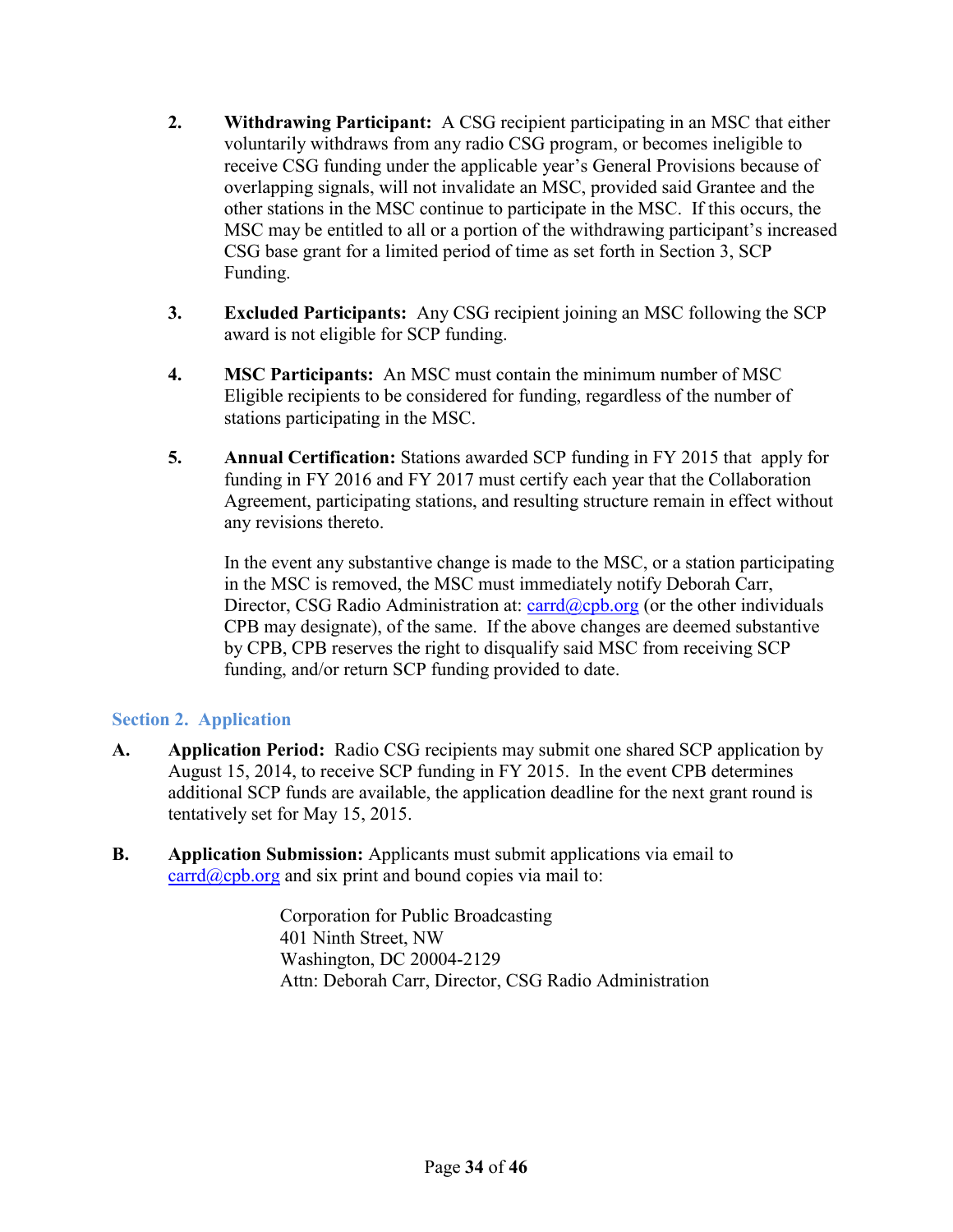2. **Withdrawing Participant:** A CSG recipient participating in an MSC that either voluntarily withdraws from any radio CSG program, or becomes ineligible to receive CSG funding under the applicable year's General Provisions because of overlapping signals, will not invalidate an MSC, provided said Grantee and the other stations in the MSC continue to participate in the MSC. If this occurs, the MSC may be entitled to all or a portion of the withdrawing participant's increased CSG base grant for a limited period of time as set forth in Section 3, SCP Funding.

3. **Excluded Participants:** Any CSG recipient joining an MSC following the SCP award is not eligible for SCP funding.

4. **MSC Participants:** An MSC must contain the minimum number of MSC Eligible recipients to be considered for funding, regardless of the number of stations participating in the MSC.

5. **Annual Certification:** Stations awarded SCP funding in FY 2015 that apply for funding in FY 2016 and FY 2017 must certify each year that the Collaboration Agreement, participating stations, and resulting structure remain in effect without any revisions thereto.

   In the event any substantive change is made to the MSC, or a station participating in the MSC is removed, the MSC must immediately notify Deborah Carr, Director, CSG Radio Administration at: carrd@cpb.org (or the other individuals CPB may designate), of the same. If the above changes are deemed substantive by CPB, CPB reserves the right to disqualify said MSC from receiving SCP funding, and/or return SCP funding provided to date.

## Section 2. Application

**A. Application Period:** Radio CSG recipients may submit one shared SCP application by August 15, 2014, to receive SCP funding in FY 2015. In the event CPB determines additional SCP funds are available, the application deadline for the next grant round is tentatively set for May 15, 2015.

**B. Application Submission:** Applicants must submit applications via email to carrd@cpb.org and six print and bound copies via mail to:

> Corporation for Public Broadcasting
> 401 Ninth Street, NW
> Washington, DC 20004-2129
> Attn: Deborah Carr, Director, CSG Radio Administration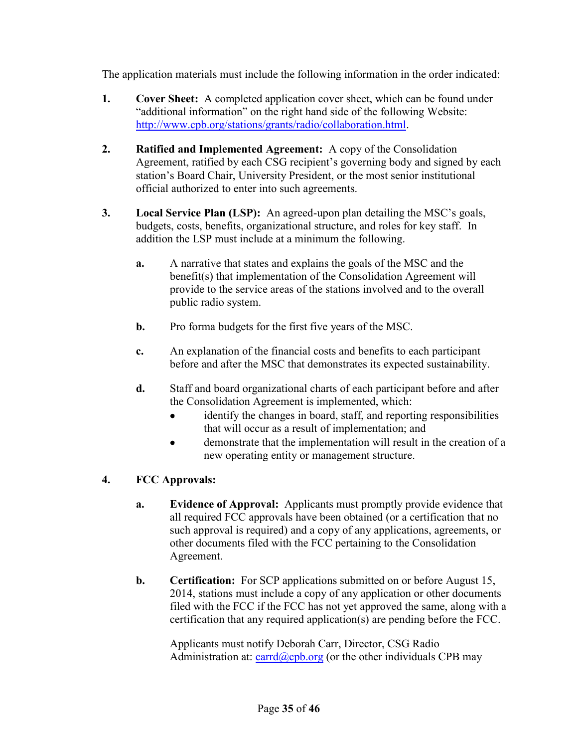The application materials must include the following information in the order indicated:

1. **Cover Sheet:** A completed application cover sheet, which can be found under "additional information" on the right hand side of the following Website: [http://www.cpb.org/stations/grants/radio/collaboration.html](http://www.cpb.org/stations/grants/radio/collaboration.html).

2. **Ratified and Implemented Agreement:** A copy of the Consolidation Agreement, ratified by each CSG recipient's governing body and signed by each station's Board Chair, University President, or the most senior institutional official authorized to enter into such agreements.

3. **Local Service Plan (LSP):** An agreed-upon plan detailing the MSC's goals, budgets, costs, benefits, organizational structure, and roles for key staff. In addition the LSP must include at a minimum the following.

   **a.** A narrative that states and explains the goals of the MSC and the benefit(s) that implementation of the Consolidation Agreement will provide to the service areas of the stations involved and to the overall public radio system.

   **b.** Pro forma budgets for the first five years of the MSC.

   **c.** An explanation of the financial costs and benefits to each participant before and after the MSC that demonstrates its expected sustainability.

   **d.** Staff and board organizational charts of each participant before and after the Consolidation Agreement is implemented, which:
   - identify the changes in board, staff, and reporting responsibilities that will occur as a result of implementation; and
   - demonstrate that the implementation will result in the creation of a new operating entity or management structure.

4. **FCC Approvals:**

   **a.** **Evidence of Approval:** Applicants must promptly provide evidence that all required FCC approvals have been obtained (or a certification that no such approval is required) and a copy of any applications, agreements, or other documents filed with the FCC pertaining to the Consolidation Agreement.

   **b.** **Certification:** For SCP applications submitted on or before August 15, 2014, stations must include a copy of any application or other documents filed with the FCC if the FCC has not yet approved the same, along with a certification that any required application(s) are pending before the FCC.

   Applicants must notify Deborah Carr, Director, CSG Radio Administration at: [carrd@cpb.org](mailto:carrd@cpb.org) (or the other individuals CPB may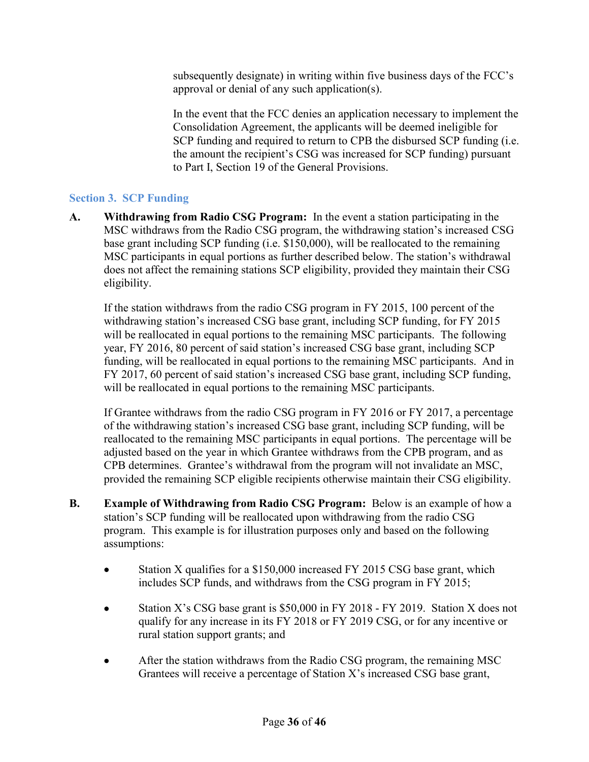subsequently designate) in writing within five business days of the FCC's approval or denial of any such application(s).

In the event that the FCC denies an application necessary to implement the Consolidation Agreement, the applicants will be deemed ineligible for SCP funding and required to return to CPB the disbursed SCP funding (i.e. the amount the recipient's CSG was increased for SCP funding) pursuant to Part I, Section 19 of the General Provisions.

## Section 3. SCP Funding

**A. Withdrawing from Radio CSG Program:** In the event a station participating in the MSC withdraws from the Radio CSG program, the withdrawing station's increased CSG base grant including SCP funding (i.e. $150,000), will be reallocated to the remaining MSC participants in equal portions as further described below. The station's withdrawal does not affect the remaining stations SCP eligibility, provided they maintain their CSG eligibility.

If the station withdraws from the radio CSG program in FY 2015, 100 percent of the withdrawing station's increased CSG base grant, including SCP funding, for FY 2015 will be reallocated in equal portions to the remaining MSC participants. The following year, FY 2016, 80 percent of said station's increased CSG base grant, including SCP funding, will be reallocated in equal portions to the remaining MSC participants. And in FY 2017, 60 percent of said station's increased CSG base grant, including SCP funding, will be reallocated in equal portions to the remaining MSC participants.

If Grantee withdraws from the radio CSG program in FY 2016 or FY 2017, a percentage of the withdrawing station's increased CSG base grant, including SCP funding, will be reallocated to the remaining MSC participants in equal portions. The percentage will be adjusted based on the year in which Grantee withdraws from the CPB program, and as CPB determines. Grantee's withdrawal from the program will not invalidate an MSC, provided the remaining SCP eligible recipients otherwise maintain their CSG eligibility.

**B. Example of Withdrawing from Radio CSG Program:** Below is an example of how a station's SCP funding will be reallocated upon withdrawing from the radio CSG program. This example is for illustration purposes only and based on the following assumptions:

- Station X qualifies for a $150,000 increased FY 2015 CSG base grant, which includes SCP funds, and withdraws from the CSG program in FY 2015;
- Station X's CSG base grant is $50,000 in FY 2018 - FY 2019. Station X does not qualify for any increase in its FY 2018 or FY 2019 CSG, or for any incentive or rural station support grants; and
- After the station withdraws from the Radio CSG program, the remaining MSC Grantees will receive a percentage of Station X's increased CSG base grant,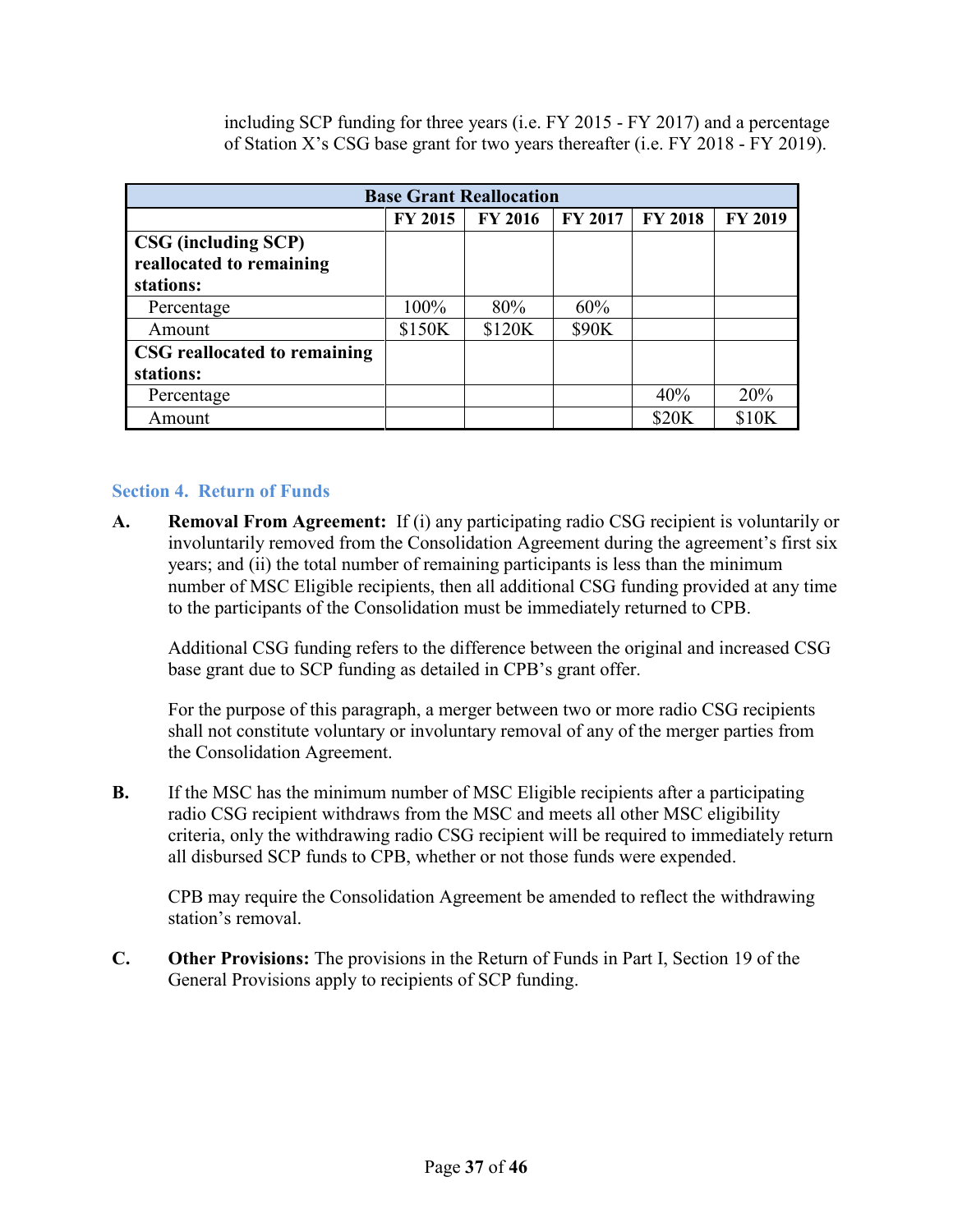including SCP funding for three years (i.e. FY 2015 - FY 2017) and a percentage of Station X's CSG base grant for two years thereafter (i.e. FY 2018 - FY 2019).

| Base Grant Reallocation | | | | | |
|---|---|---|---|---|---|
| | **FY 2015** | **FY 2016** | **FY 2017** | **FY 2018** | **FY 2019** |
| **CSG (including SCP) reallocated to remaining stations:** | | | | | |
| Percentage | 100% | 80% | 60% | | |
| Amount | $150K | $120K | $90K | | |
| **CSG reallocated to remaining stations:** | | | | | |
| Percentage | | | | 40% | 20% |
| Amount | | | | $20K | $10K |

## Section 4. Return of Funds

**A.** **Removal From Agreement:** If (i) any participating radio CSG recipient is voluntarily or involuntarily removed from the Consolidation Agreement during the agreement's first six years; and (ii) the total number of remaining participants is less than the minimum number of MSC Eligible recipients, then all additional CSG funding provided at any time to the participants of the Consolidation must be immediately returned to CPB.

Additional CSG funding refers to the difference between the original and increased CSG base grant due to SCP funding as detailed in CPB's grant offer.

For the purpose of this paragraph, a merger between two or more radio CSG recipients shall not constitute voluntary or involuntary removal of any of the merger parties from the Consolidation Agreement.

**B.** If the MSC has the minimum number of MSC Eligible recipients after a participating radio CSG recipient withdraws from the MSC and meets all other MSC eligibility criteria, only the withdrawing radio CSG recipient will be required to immediately return all disbursed SCP funds to CPB, whether or not those funds were expended.

CPB may require the Consolidation Agreement be amended to reflect the withdrawing station's removal.

**C.** **Other Provisions:** The provisions in the Return of Funds in Part I, Section 19 of the General Provisions apply to recipients of SCP funding.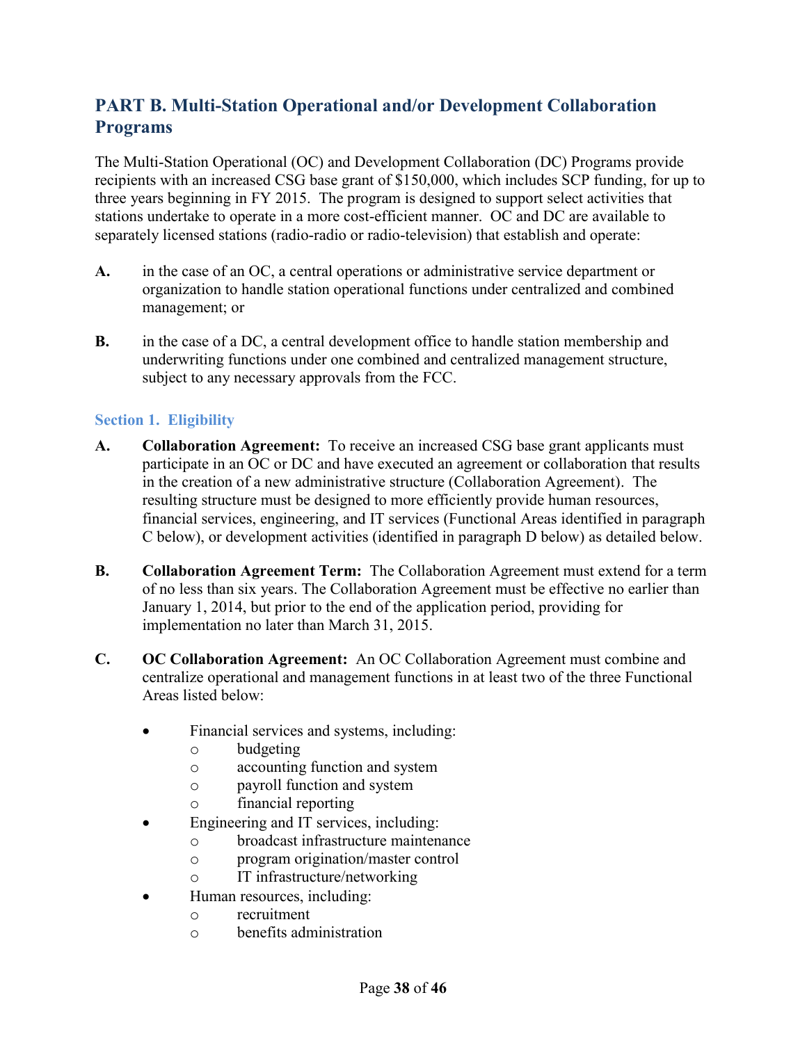## PART B. Multi-Station Operational and/or Development Collaboration Programs

The Multi-Station Operational (OC) and Development Collaboration (DC) Programs provide recipients with an increased CSG base grant of $150,000, which includes SCP funding, for up to three years beginning in FY 2015. The program is designed to support select activities that stations undertake to operate in a more cost-efficient manner. OC and DC are available to separately licensed stations (radio-radio or radio-television) that establish and operate:

**A.** in the case of an OC, a central operations or administrative service department or organization to handle station operational functions under centralized and combined management; or

**B.** in the case of a DC, a central development office to handle station membership and underwriting functions under one combined and centralized management structure, subject to any necessary approvals from the FCC.

### Section 1. Eligibility

**A.** **Collaboration Agreement:** To receive an increased CSG base grant applicants must participate in an OC or DC and have executed an agreement or collaboration that results in the creation of a new administrative structure (Collaboration Agreement). The resulting structure must be designed to more efficiently provide human resources, financial services, engineering, and IT services (Functional Areas identified in paragraph C below), or development activities (identified in paragraph D below) as detailed below.

**B.** **Collaboration Agreement Term:** The Collaboration Agreement must extend for a term of no less than six years. The Collaboration Agreement must be effective no earlier than January 1, 2014, but prior to the end of the application period, providing for implementation no later than March 31, 2015.

**C.** **OC Collaboration Agreement:** An OC Collaboration Agreement must combine and centralize operational and management functions in at least two of the three Functional Areas listed below:

- Financial services and systems, including:
  - budgeting
  - accounting function and system
  - payroll function and system
  - financial reporting
- Engineering and IT services, including:
  - broadcast infrastructure maintenance
  - program origination/master control
  - IT infrastructure/networking
- Human resources, including:
  - recruitment
  - benefits administration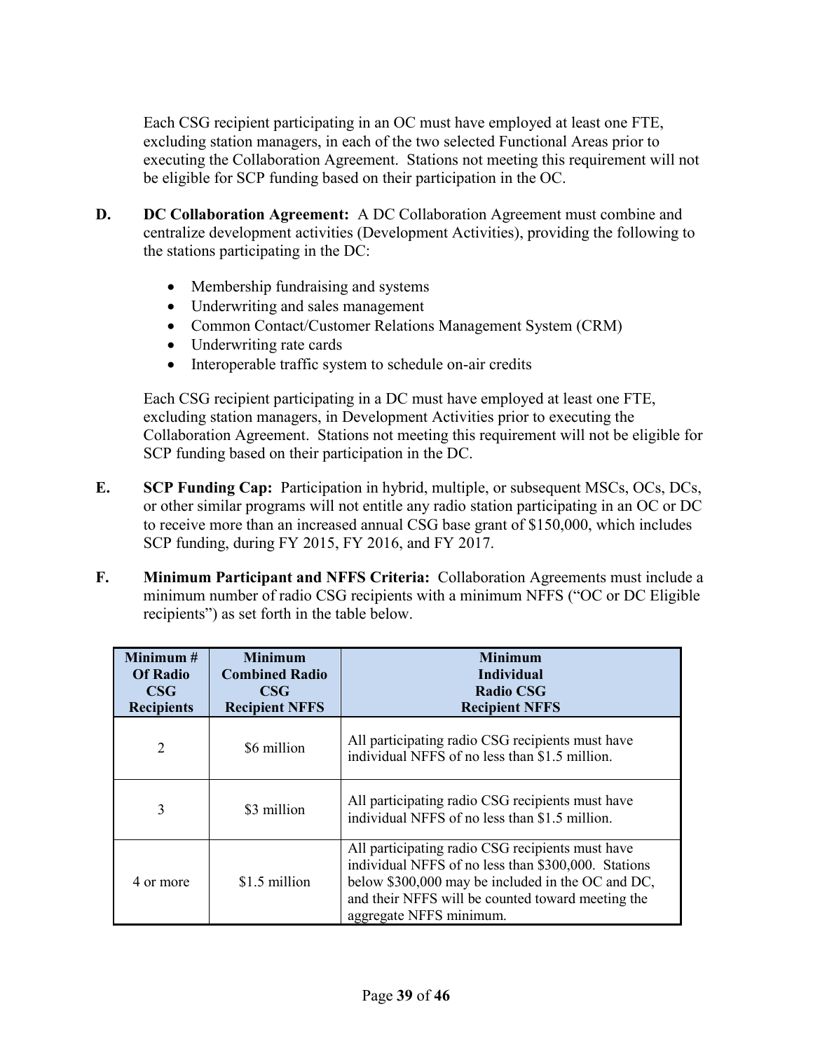Each CSG recipient participating in an OC must have employed at least one FTE, excluding station managers, in each of the two selected Functional Areas prior to executing the Collaboration Agreement. Stations not meeting this requirement will not be eligible for SCP funding based on their participation in the OC.

**D. DC Collaboration Agreement:** A DC Collaboration Agreement must combine and centralize development activities (Development Activities), providing the following to the stations participating in the DC:

- Membership fundraising and systems
- Underwriting and sales management
- Common Contact/Customer Relations Management System (CRM)
- Underwriting rate cards
- Interoperable traffic system to schedule on-air credits

Each CSG recipient participating in a DC must have employed at least one FTE, excluding station managers, in Development Activities prior to executing the Collaboration Agreement. Stations not meeting this requirement will not be eligible for SCP funding based on their participation in the DC.

**E. SCP Funding Cap:** Participation in hybrid, multiple, or subsequent MSCs, OCs, DCs, or other similar programs will not entitle any radio station participating in an OC or DC to receive more than an increased annual CSG base grant of $150,000, which includes SCP funding, during FY 2015, FY 2016, and FY 2017.

**F. Minimum Participant and NFFS Criteria:** Collaboration Agreements must include a minimum number of radio CSG recipients with a minimum NFFS ("OC or DC Eligible recipients") as set forth in the table below.

| Minimum # Of Radio CSG Recipients | Minimum Combined Radio CSG Recipient NFFS | Minimum Individual Radio CSG Recipient NFFS |
|---|---|---|
| 2 | $6 million | All participating radio CSG recipients must have individual NFFS of no less than $1.5 million. |
| 3 | $3 million | All participating radio CSG recipients must have individual NFFS of no less than $1.5 million. |
| 4 or more | $1.5 million | All participating radio CSG recipients must have individual NFFS of no less than $300,000. Stations below $300,000 may be included in the OC and DC, and their NFFS will be counted toward meeting the aggregate NFFS minimum. |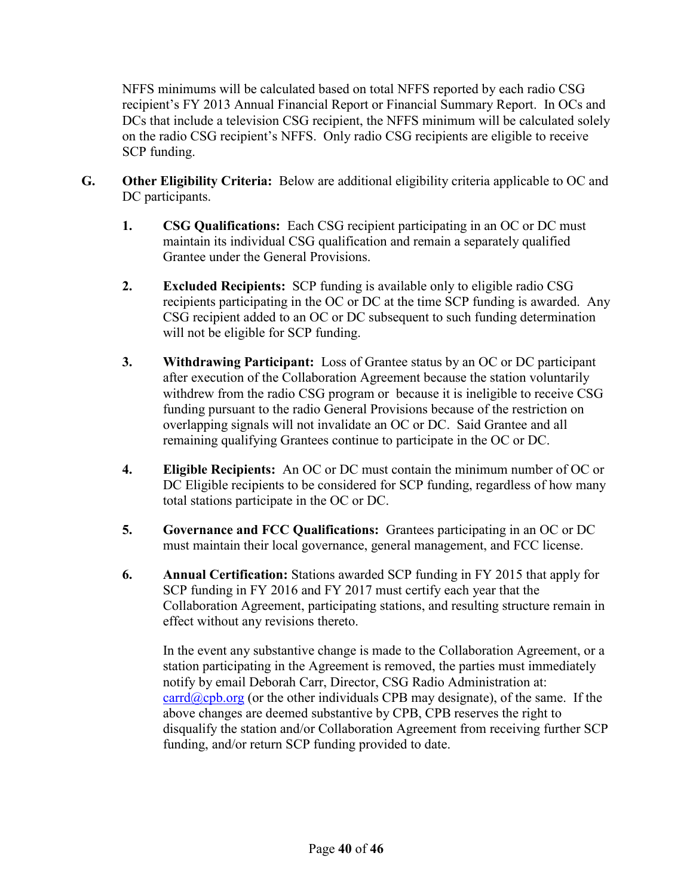NFFS minimums will be calculated based on total NFFS reported by each radio CSG recipient's FY 2013 Annual Financial Report or Financial Summary Report. In OCs and DCs that include a television CSG recipient, the NFFS minimum will be calculated solely on the radio CSG recipient's NFFS. Only radio CSG recipients are eligible to receive SCP funding.

**G. Other Eligibility Criteria:** Below are additional eligibility criteria applicable to OC and DC participants.

1. **CSG Qualifications:** Each CSG recipient participating in an OC or DC must maintain its individual CSG qualification and remain a separately qualified Grantee under the General Provisions.

2. **Excluded Recipients:** SCP funding is available only to eligible radio CSG recipients participating in the OC or DC at the time SCP funding is awarded. Any CSG recipient added to an OC or DC subsequent to such funding determination will not be eligible for SCP funding.

3. **Withdrawing Participant:** Loss of Grantee status by an OC or DC participant after execution of the Collaboration Agreement because the station voluntarily withdrew from the radio CSG program or because it is ineligible to receive CSG funding pursuant to the radio General Provisions because of the restriction on overlapping signals will not invalidate an OC or DC. Said Grantee and all remaining qualifying Grantees continue to participate in the OC or DC.

4. **Eligible Recipients:** An OC or DC must contain the minimum number of OC or DC Eligible recipients to be considered for SCP funding, regardless of how many total stations participate in the OC or DC.

5. **Governance and FCC Qualifications:** Grantees participating in an OC or DC must maintain their local governance, general management, and FCC license.

6. **Annual Certification:** Stations awarded SCP funding in FY 2015 that apply for SCP funding in FY 2016 and FY 2017 must certify each year that the Collaboration Agreement, participating stations, and resulting structure remain in effect without any revisions thereto.

   In the event any substantive change is made to the Collaboration Agreement, or a station participating in the Agreement is removed, the parties must immediately notify by email Deborah Carr, Director, CSG Radio Administration at: carrd@cpb.org (or the other individuals CPB may designate), of the same. If the above changes are deemed substantive by CPB, CPB reserves the right to disqualify the station and/or Collaboration Agreement from receiving further SCP funding, and/or return SCP funding provided to date.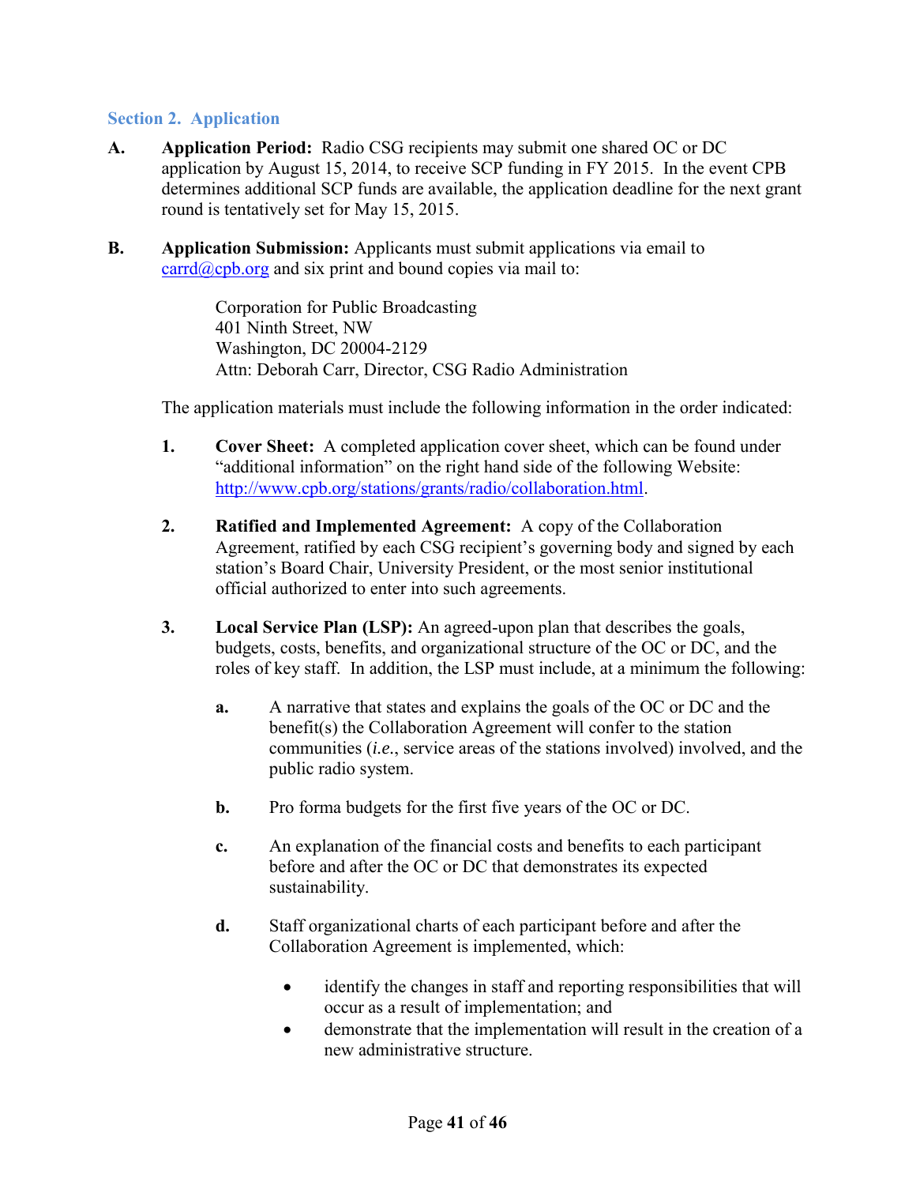## Section 2. Application

**A. Application Period:** Radio CSG recipients may submit one shared OC or DC application by August 15, 2014, to receive SCP funding in FY 2015. In the event CPB determines additional SCP funds are available, the application deadline for the next grant round is tentatively set for May 15, 2015.

**B. Application Submission:** Applicants must submit applications via email to carrd@cpb.org and six print and bound copies via mail to:

> Corporation for Public Broadcasting
> 401 Ninth Street, NW
> Washington, DC 20004-2129
> Attn: Deborah Carr, Director, CSG Radio Administration

The application materials must include the following information in the order indicated:

1. **Cover Sheet:** A completed application cover sheet, which can be found under "additional information" on the right hand side of the following Website: http://www.cpb.org/stations/grants/radio/collaboration.html.

2. **Ratified and Implemented Agreement:** A copy of the Collaboration Agreement, ratified by each CSG recipient's governing body and signed by each station's Board Chair, University President, or the most senior institutional official authorized to enter into such agreements.

3. **Local Service Plan (LSP):** An agreed-upon plan that describes the goals, budgets, costs, benefits, and organizational structure of the OC or DC, and the roles of key staff. In addition, the LSP must include, at a minimum the following:

   a. A narrative that states and explains the goals of the OC or DC and the benefit(s) the Collaboration Agreement will confer to the station communities (*i.e.*, service areas of the stations involved) involved, and the public radio system.

   b. Pro forma budgets for the first five years of the OC or DC.

   c. An explanation of the financial costs and benefits to each participant before and after the OC or DC that demonstrates its expected sustainability.

   d. Staff organizational charts of each participant before and after the Collaboration Agreement is implemented, which:

      - identify the changes in staff and reporting responsibilities that will occur as a result of implementation; and
      - demonstrate that the implementation will result in the creation of a new administrative structure.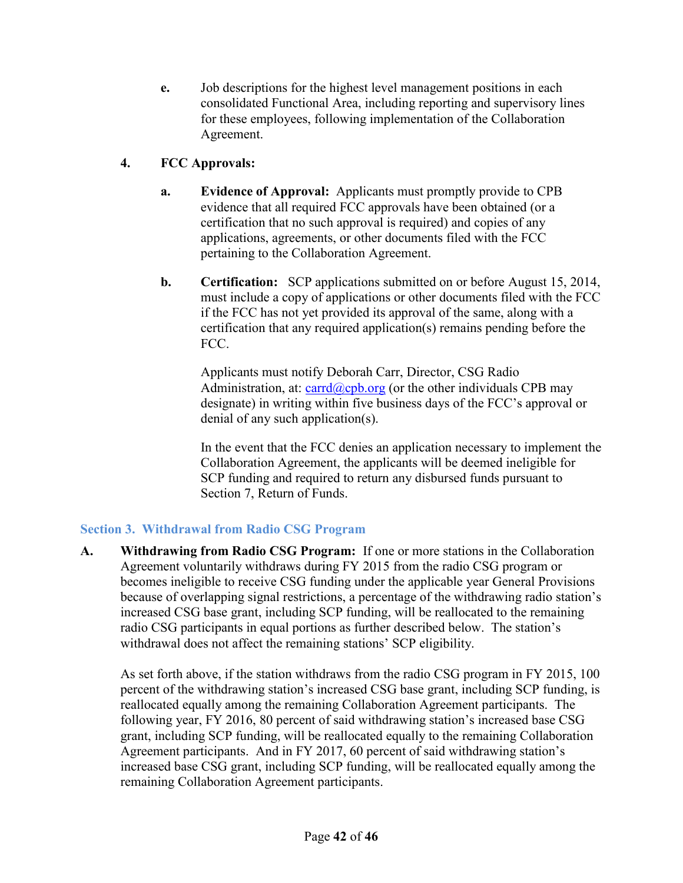e. Job descriptions for the highest level management positions in each consolidated Functional Area, including reporting and supervisory lines for these employees, following implementation of the Collaboration Agreement.

4. **FCC Approvals:**

a. **Evidence of Approval:** Applicants must promptly provide to CPB evidence that all required FCC approvals have been obtained (or a certification that no such approval is required) and copies of any applications, agreements, or other documents filed with the FCC pertaining to the Collaboration Agreement.

b. **Certification:** SCP applications submitted on or before August 15, 2014, must include a copy of applications or other documents filed with the FCC if the FCC has not yet provided its approval of the same, along with a certification that any required application(s) remains pending before the FCC.

Applicants must notify Deborah Carr, Director, CSG Radio Administration, at: carrd@cpb.org (or the other individuals CPB may designate) in writing within five business days of the FCC's approval or denial of any such application(s).

In the event that the FCC denies an application necessary to implement the Collaboration Agreement, the applicants will be deemed ineligible for SCP funding and required to return any disbursed funds pursuant to Section 7, Return of Funds.

## Section 3. Withdrawal from Radio CSG Program

**A. Withdrawing from Radio CSG Program:** If one or more stations in the Collaboration Agreement voluntarily withdraws during FY 2015 from the radio CSG program or becomes ineligible to receive CSG funding under the applicable year General Provisions because of overlapping signal restrictions, a percentage of the withdrawing radio station's increased CSG base grant, including SCP funding, will be reallocated to the remaining radio CSG participants in equal portions as further described below. The station's withdrawal does not affect the remaining stations' SCP eligibility.

As set forth above, if the station withdraws from the radio CSG program in FY 2015, 100 percent of the withdrawing station's increased CSG base grant, including SCP funding, is reallocated equally among the remaining Collaboration Agreement participants. The following year, FY 2016, 80 percent of said withdrawing station's increased base CSG grant, including SCP funding, will be reallocated equally to the remaining Collaboration Agreement participants. And in FY 2017, 60 percent of said withdrawing station's increased base CSG grant, including SCP funding, will be reallocated equally among the remaining Collaboration Agreement participants.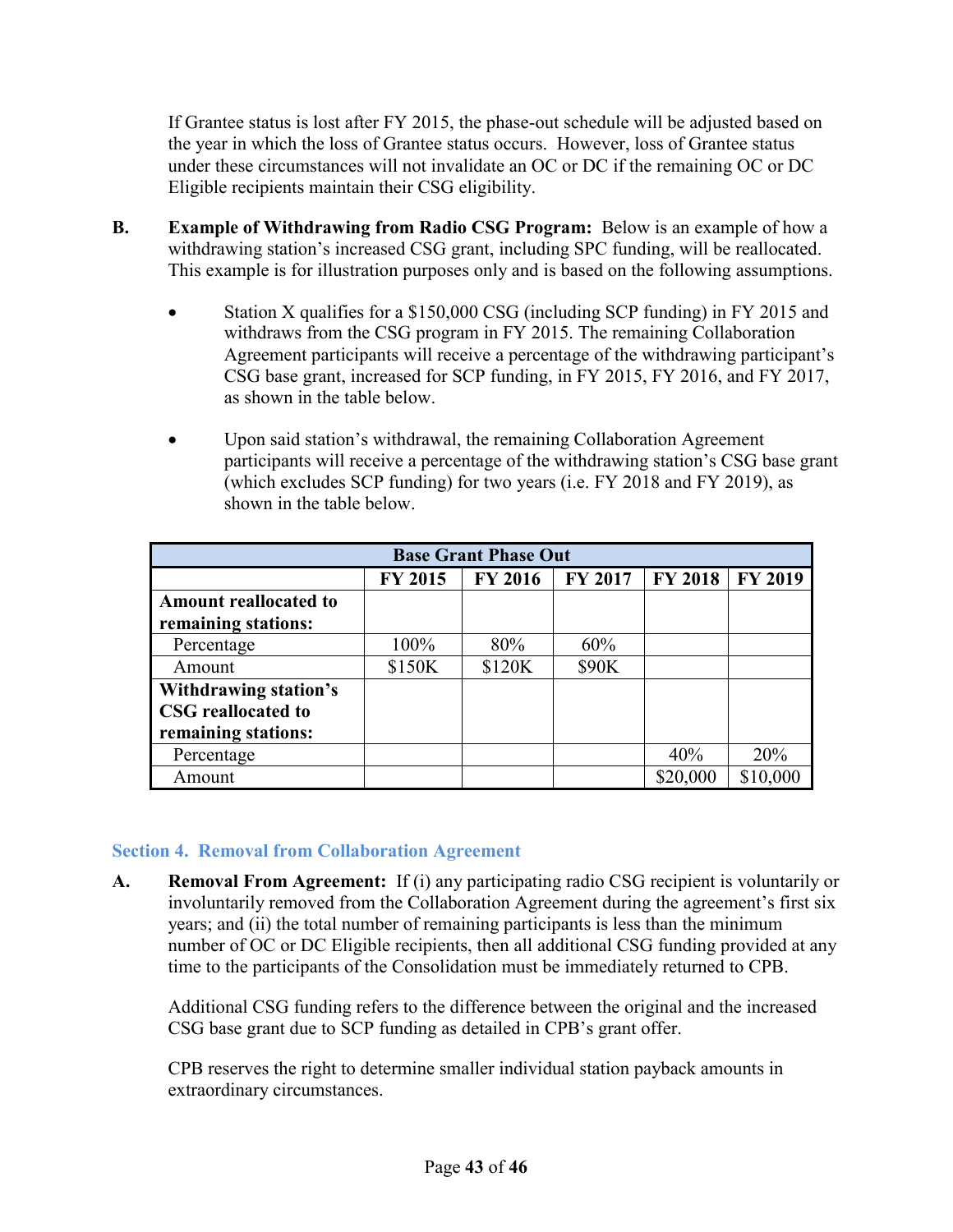If Grantee status is lost after FY 2015, the phase-out schedule will be adjusted based on the year in which the loss of Grantee status occurs. However, loss of Grantee status under these circumstances will not invalidate an OC or DC if the remaining OC or DC Eligible recipients maintain their CSG eligibility.

**B. Example of Withdrawing from Radio CSG Program:** Below is an example of how a withdrawing station's increased CSG grant, including SPC funding, will be reallocated. This example is for illustration purposes only and is based on the following assumptions.

- Station X qualifies for a $150,000 CSG (including SCP funding) in FY 2015 and withdraws from the CSG program in FY 2015. The remaining Collaboration Agreement participants will receive a percentage of the withdrawing participant's CSG base grant, increased for SCP funding, in FY 2015, FY 2016, and FY 2017, as shown in the table below.

- Upon said station's withdrawal, the remaining Collaboration Agreement participants will receive a percentage of the withdrawing station's CSG base grant (which excludes SCP funding) for two years (i.e. FY 2018 and FY 2019), as shown in the table below.

| Base Grant Phase Out | | | | | |
|---|---|---|---|---|---|
| | FY 2015 | FY 2016 | FY 2017 | FY 2018 | FY 2019 |
| **Amount reallocated to remaining stations:** | | | | | |
| Percentage | 100% | 80% | 60% | | |
| Amount | $150K | $120K | $90K | | |
| **Withdrawing station's CSG reallocated to remaining stations:** | | | | | |
| Percentage | | | | 40% | 20% |
| Amount | | | | $20,000 | $10,000 |

## Section 4. Removal from Collaboration Agreement

**A. Removal From Agreement:** If (i) any participating radio CSG recipient is voluntarily or involuntarily removed from the Collaboration Agreement during the agreement's first six years; and (ii) the total number of remaining participants is less than the minimum number of OC or DC Eligible recipients, then all additional CSG funding provided at any time to the participants of the Consolidation must be immediately returned to CPB.

Additional CSG funding refers to the difference between the original and the increased CSG base grant due to SCP funding as detailed in CPB's grant offer.

CPB reserves the right to determine smaller individual station payback amounts in extraordinary circumstances.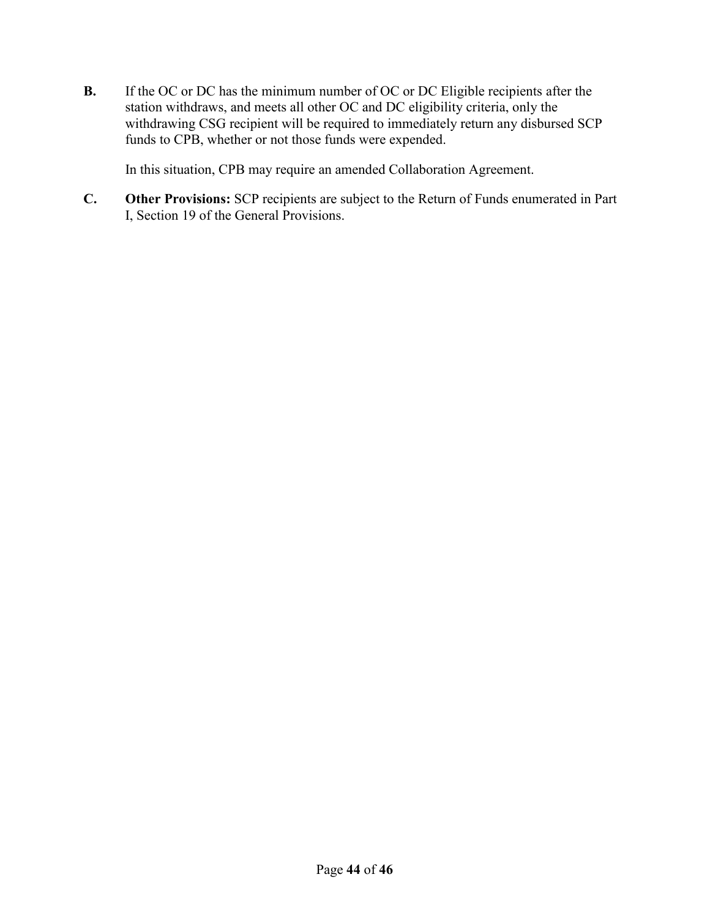**B.** If the OC or DC has the minimum number of OC or DC Eligible recipients after the station withdraws, and meets all other OC and DC eligibility criteria, only the withdrawing CSG recipient will be required to immediately return any disbursed SCP funds to CPB, whether or not those funds were expended.

In this situation, CPB may require an amended Collaboration Agreement.

**C.** **Other Provisions:** SCP recipients are subject to the Return of Funds enumerated in Part I, Section 19 of the General Provisions.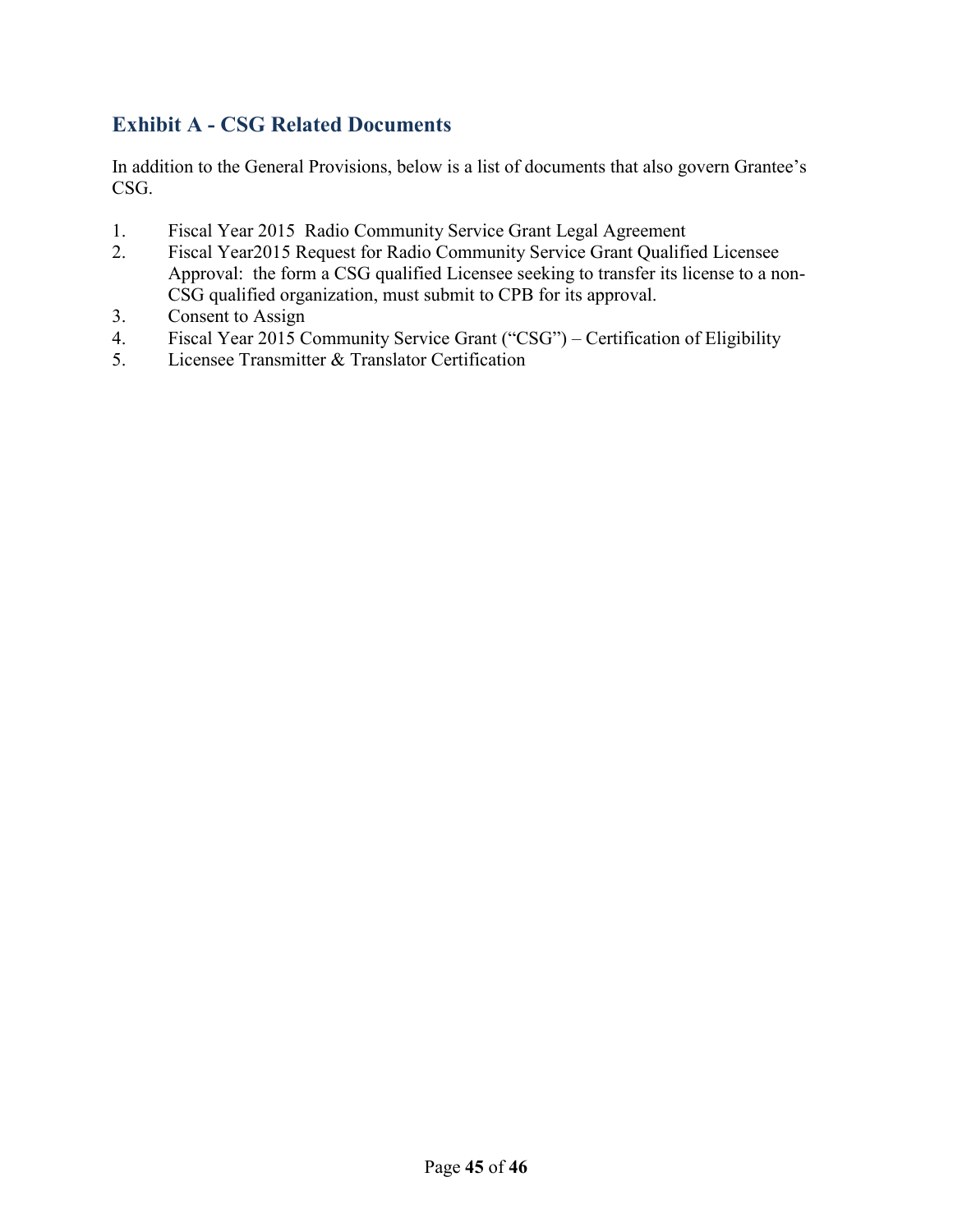## Exhibit A - CSG Related Documents

In addition to the General Provisions, below is a list of documents that also govern Grantee's CSG.

1. Fiscal Year 2015 Radio Community Service Grant Legal Agreement
2. Fiscal Year2015 Request for Radio Community Service Grant Qualified Licensee Approval: the form a CSG qualified Licensee seeking to transfer its license to a non-CSG qualified organization, must submit to CPB for its approval.
3. Consent to Assign
4. Fiscal Year 2015 Community Service Grant ("CSG") – Certification of Eligibility
5. Licensee Transmitter & Translator Certification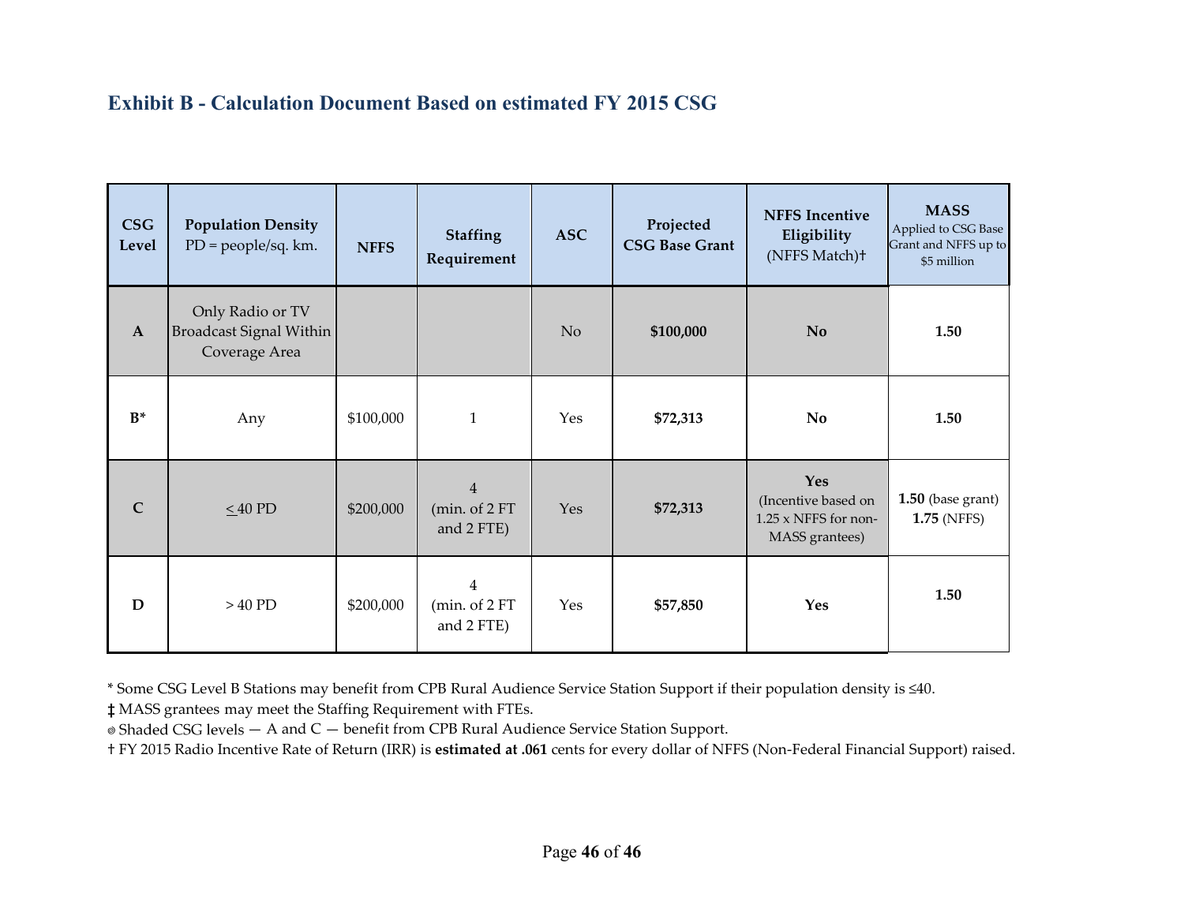## Exhibit B - Calculation Document Based on estimated FY 2015 CSG

| CSG Level | Population Density PD = people/sq. km. | NFFS | Staffing Requirement | ASC | Projected CSG Base Grant | NFFS Incentive Eligibility (NFFS Match)† | MASS Applied to CSG Base Grant and NFFS up to $5 million |
|---|---|---|---|---|---|---|---|
| **A** | Only Radio or TV Broadcast Signal Within Coverage Area | | | No | **$100,000** | **No** | **1.50** |
| **B*** | Any | $100,000 | 1 | Yes | **$72,313** | **No** | **1.50** |
| **C** | ≤ 40 PD | $200,000 | 4 (min. of 2 FT and 2 FTE) | Yes | **$72,313** | **Yes** (Incentive based on 1.25 x NFFS for non-MASS grantees) | **1.50** (base grant) **1.75** (NFFS) |
| **D** | > 40 PD | $200,000 | 4 (min. of 2 FT and 2 FTE) | Yes | **$57,850** | **Yes** | **1.50** |

* Some CSG Level B Stations may benefit from CPB Rural Audience Service Station Support if their population density is ≤40.

‡ MASS grantees may meet the Staffing Requirement with FTEs.

◎ Shaded CSG levels — A and C — benefit from CPB Rural Audience Service Station Support.

† FY 2015 Radio Incentive Rate of Return (IRR) is **estimated at .061** cents for every dollar of NFFS (Non-Federal Financial Support) raised.